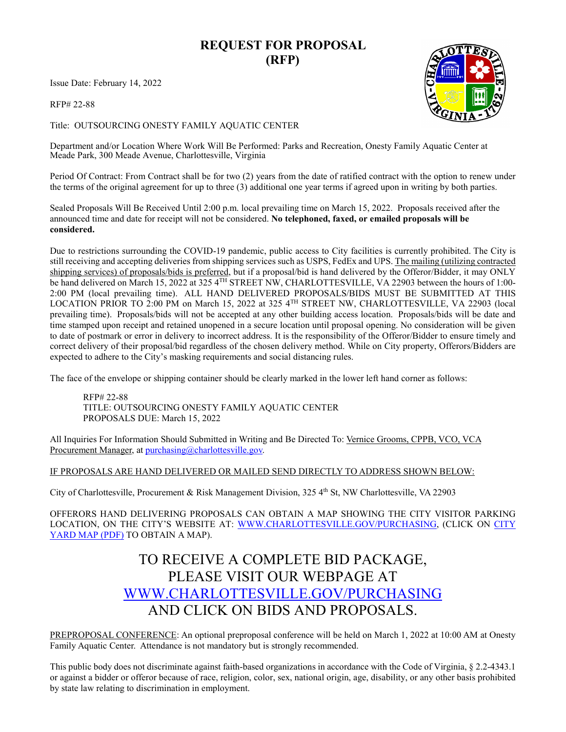# REQUEST FOR PROPOSAL (RFP)

Issue Date: February 14, 2022

RFP# 22-88

Title: OUTSOURCING ONESTY FAMILY AQUATIC CENTER

Department and/or Location Where Work Will Be Performed: Parks and Recreation, Onesty Family Aquatic Center at Meade Park, 300 Meade Avenue, Charlottesville, Virginia

Period Of Contract: From Contract shall be for two (2) years from the date of ratified contract with the option to renew under the terms of the original agreement for up to three (3) additional one year terms if agreed upon in writing by both parties.

Sealed Proposals Will Be Received Until 2:00 p.m. local prevailing time on March 15, 2022. Proposals received after the announced time and date for receipt will not be considered. **No telephoned, faxed, or emailed proposals will be considered.**

Due to restrictions surrounding the COVID-19 pandemic, public access to City facilities is currently prohibited. The City is still receiving and accepting deliveries from shipping services such as USPS, FedEx and UPS. The mailing (utilizing contracted shipping services) of proposals/bids is preferred, but if a proposal/bid is hand delivered by the Offeror/Bidder, it may ONLY be hand delivered on March 15, 2022 at 325 4TH STREET NW, CHARLOTTESVILLE, VA 22903 between the hours of 1:00-2:00 PM (local prevailing time). ALL HAND DELIVERED PROPOSALS/BIDS MUST BE SUBMITTED AT THIS LOCATION PRIOR TO 2:00 PM on March 15, 2022 at 325 4TH STREET NW, CHARLOTTESVILLE, VA 22903 (local prevailing time). Proposals/bids will not be accepted at any other building access location. Proposals/bids will be date and time stamped upon receipt and retained unopened in a secure location until proposal opening. No consideration will be given to date of postmark or error in delivery to incorrect address. It is the responsibility of the Offeror/Bidder to ensure timely and correct delivery of their proposal/bid regardless of the chosen delivery method. While on City property, Offerors/Bidders are expected to adhere to the City's masking requirements and social distancing rules.

The face of the envelope or shipping container should be clearly marked in the lower left hand corner as follows:

RFP# 22-88
TITLE: OUTSOURCING ONESTY FAMILY AQUATIC CENTER
PROPOSALS DUE: March 15, 2022

All Inquiries For Information Should Submitted in Writing and Be Directed To: Vernice Grooms, CPPB, VCO, VCA Procurement Manager, at purchasing@charlottesville.gov.

IF PROPOSALS ARE HAND DELIVERED OR MAILED SEND DIRECTLY TO ADDRESS SHOWN BELOW:

City of Charlottesville, Procurement & Risk Management Division, 325 4th St, NW Charlottesville, VA 22903

OFFERORS HAND DELIVERING PROPOSALS CAN OBTAIN A MAP SHOWING THE CITY VISITOR PARKING LOCATION, ON THE CITY'S WEBSITE AT: WWW.CHARLOTTESVILLE.GOV/PURCHASING, (CLICK ON CITY YARD MAP (PDF) TO OBTAIN A MAP).

## TO RECEIVE A COMPLETE BID PACKAGE, PLEASE VISIT OUR WEBPAGE AT WWW.CHARLOTTESVILLE.GOV/PURCHASING AND CLICK ON BIDS AND PROPOSALS.

PREPROPOSAL CONFERENCE: An optional preproposal conference will be held on March 1, 2022 at 10:00 AM at Onesty Family Aquatic Center. Attendance is not mandatory but is strongly recommended.

This public body does not discriminate against faith-based organizations in accordance with the Code of Virginia, § 2.2-4343.1 or against a bidder or offeror because of race, religion, color, sex, national origin, age, disability, or any other basis prohibited by state law relating to discrimination in employment.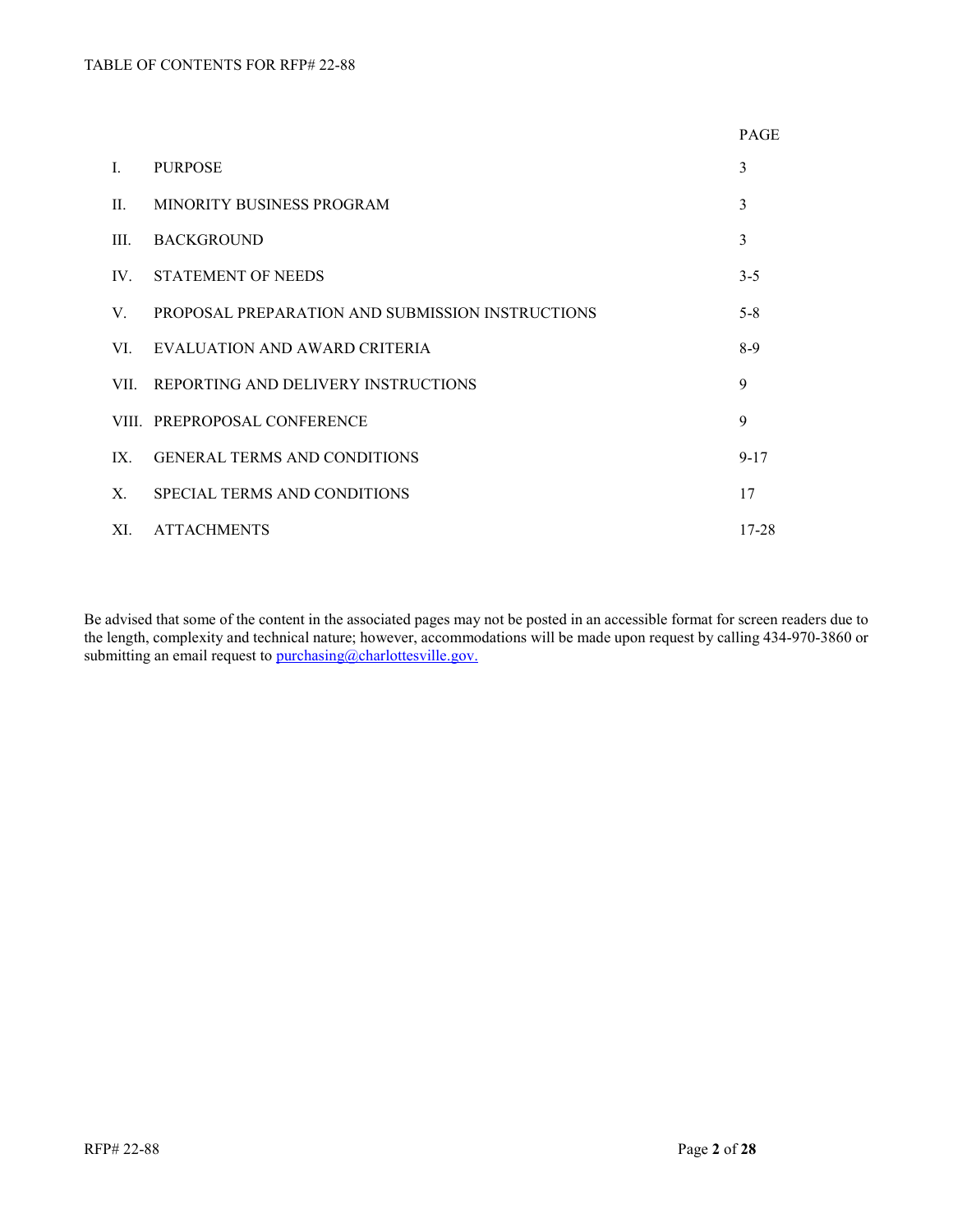TABLE OF CONTENTS FOR RFP# 22-88

| | | PAGE |
|---|---|---|
| I. | PURPOSE | 3 |
| II. | MINORITY BUSINESS PROGRAM | 3 |
| III. | BACKGROUND | 3 |
| IV. | STATEMENT OF NEEDS | 3-5 |
| V. | PROPOSAL PREPARATION AND SUBMISSION INSTRUCTIONS | 5-8 |
| VI. | EVALUATION AND AWARD CRITERIA | 8-9 |
| VII. | REPORTING AND DELIVERY INSTRUCTIONS | 9 |
| VIII. | PREPROPOSAL CONFERENCE | 9 |
| IX. | GENERAL TERMS AND CONDITIONS | 9-17 |
| X. | SPECIAL TERMS AND CONDITIONS | 17 |
| XI. | ATTACHMENTS | 17-28 |

Be advised that some of the content in the associated pages may not be posted in an accessible format for screen readers due to the length, complexity and technical nature; however, accommodations will be made upon request by calling 434-970-3860 or submitting an email request to purchasing@charlottesville.gov.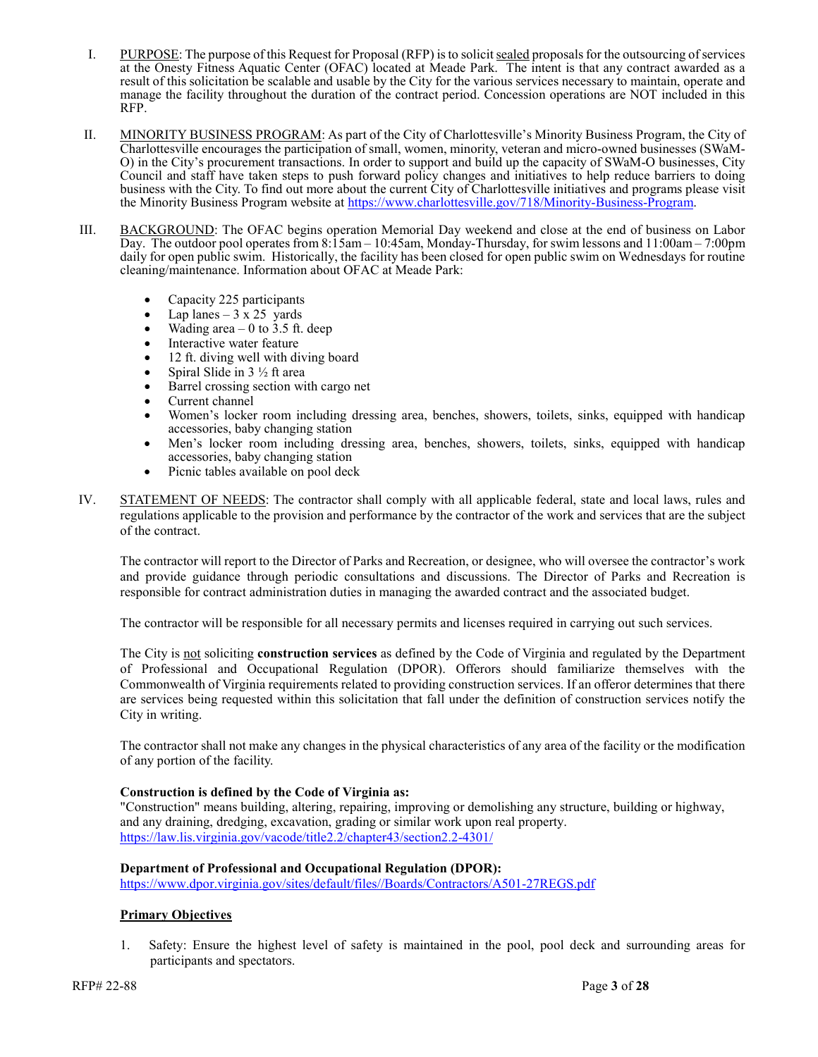I. <u>PURPOSE</u>: The purpose of this Request for Proposal (RFP) is to solicit <u>sealed</u> proposals for the outsourcing of services at the Onesty Fitness Aquatic Center (OFAC) located at Meade Park. The intent is that any contract awarded as a result of this solicitation be scalable and usable by the City for the various services necessary to maintain, operate and manage the facility throughout the duration of the contract period. Concession operations are NOT included in this RFP.

II. <u>MINORITY BUSINESS PROGRAM</u>: As part of the City of Charlottesville's Minority Business Program, the City of Charlottesville encourages the participation of small, women, minority, veteran and micro-owned businesses (SWaM-O) in the City's procurement transactions. In order to support and build up the capacity of SWaM-O businesses, City Council and staff have taken steps to push forward policy changes and initiatives to help reduce barriers to doing business with the City. To find out more about the current City of Charlottesville initiatives and programs please visit the Minority Business Program website at https://www.charlottesville.gov/718/Minority-Business-Program.

III. <u>BACKGROUND</u>: The OFAC begins operation Memorial Day weekend and close at the end of business on Labor Day. The outdoor pool operates from 8:15am – 10:45am, Monday-Thursday, for swim lessons and 11:00am – 7:00pm daily for open public swim. Historically, the facility has been closed for open public swim on Wednesdays for routine cleaning/maintenance. Information about OFAC at Meade Park:

- Capacity 225 participants
- Lap lanes – 3 x 25 yards
- Wading area – 0 to 3.5 ft. deep
- Interactive water feature
- 12 ft. diving well with diving board
- Spiral Slide in 3 ½ ft area
- Barrel crossing section with cargo net
- Current channel
- Women's locker room including dressing area, benches, showers, toilets, sinks, equipped with handicap accessories, baby changing station
- Men's locker room including dressing area, benches, showers, toilets, sinks, equipped with handicap accessories, baby changing station
- Picnic tables available on pool deck

IV. <u>STATEMENT OF NEEDS</u>: The contractor shall comply with all applicable federal, state and local laws, rules and regulations applicable to the provision and performance by the contractor of the work and services that are the subject of the contract.

The contractor will report to the Director of Parks and Recreation, or designee, who will oversee the contractor's work and provide guidance through periodic consultations and discussions. The Director of Parks and Recreation is responsible for contract administration duties in managing the awarded contract and the associated budget.

The contractor will be responsible for all necessary permits and licenses required in carrying out such services.

The City is <u>not</u> soliciting **construction services** as defined by the Code of Virginia and regulated by the Department of Professional and Occupational Regulation (DPOR). Offerors should familiarize themselves with the Commonwealth of Virginia requirements related to providing construction services. If an offeror determines that there are services being requested within this solicitation that fall under the definition of construction services notify the City in writing.

The contractor shall not make any changes in the physical characteristics of any area of the facility or the modification of any portion of the facility.

**Construction is defined by the Code of Virginia as:**
"Construction" means building, altering, repairing, improving or demolishing any structure, building or highway, and any draining, dredging, excavation, grading or similar work upon real property.
https://law.lis.virginia.gov/vacode/title2.2/chapter43/section2.2-4301/

**Department of Professional and Occupational Regulation (DPOR):**
https://www.dpor.virginia.gov/sites/default/files//Boards/Contractors/A501-27REGS.pdf

**<u>Primary Objectives</u>**

1. Safety: Ensure the highest level of safety is maintained in the pool, pool deck and surrounding areas for participants and spectators.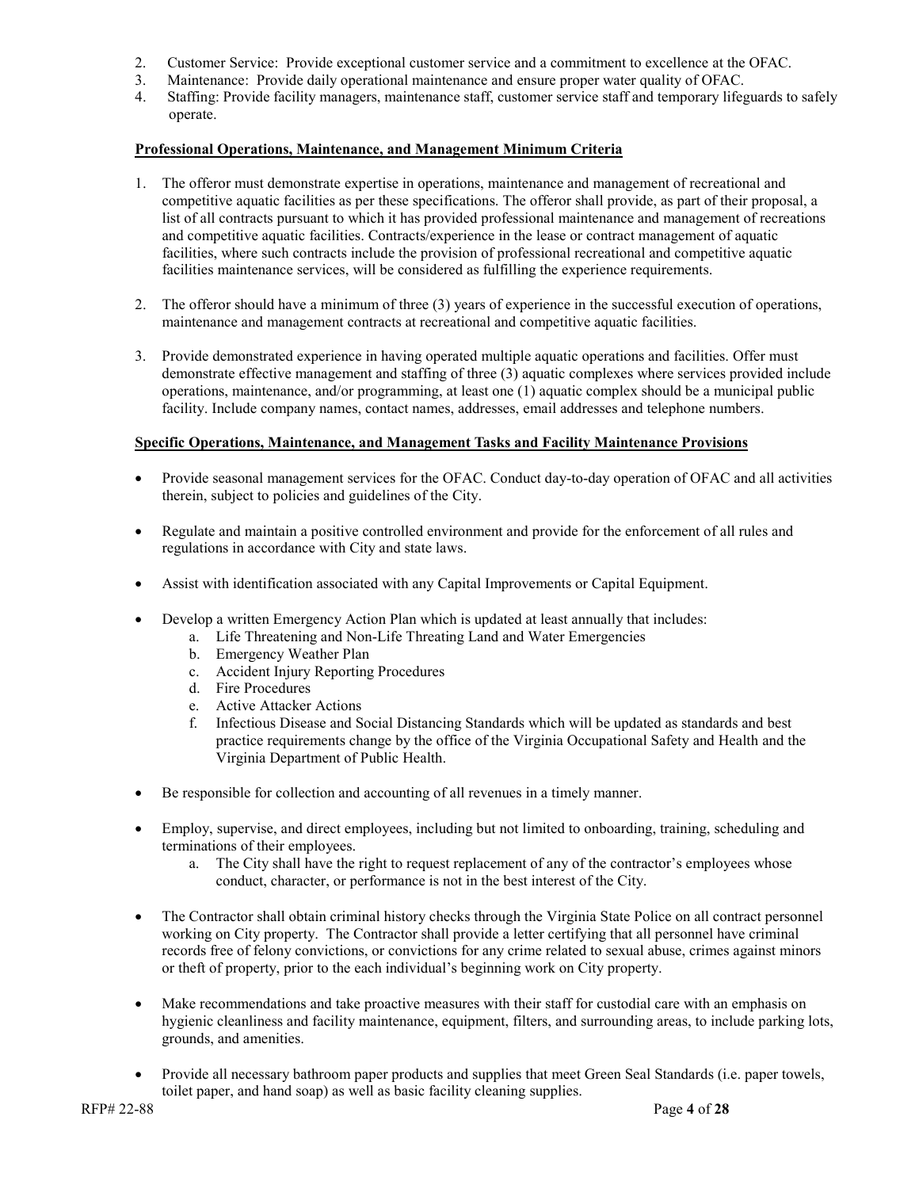2. Customer Service: Provide exceptional customer service and a commitment to excellence at the OFAC.
3. Maintenance: Provide daily operational maintenance and ensure proper water quality of OFAC.
4. Staffing: Provide facility managers, maintenance staff, customer service staff and temporary lifeguards to safely operate.

**Professional Operations, Maintenance, and Management Minimum Criteria**

1. The offeror must demonstrate expertise in operations, maintenance and management of recreational and competitive aquatic facilities as per these specifications. The offeror shall provide, as part of their proposal, a list of all contracts pursuant to which it has provided professional maintenance and management of recreations and competitive aquatic facilities. Contracts/experience in the lease or contract management of aquatic facilities, where such contracts include the provision of professional recreational and competitive aquatic facilities maintenance services, will be considered as fulfilling the experience requirements.

2. The offeror should have a minimum of three (3) years of experience in the successful execution of operations, maintenance and management contracts at recreational and competitive aquatic facilities.

3. Provide demonstrated experience in having operated multiple aquatic operations and facilities. Offer must demonstrate effective management and staffing of three (3) aquatic complexes where services provided include operations, maintenance, and/or programming, at least one (1) aquatic complex should be a municipal public facility. Include company names, contact names, addresses, email addresses and telephone numbers.

**Specific Operations, Maintenance, and Management Tasks and Facility Maintenance Provisions**

- Provide seasonal management services for the OFAC. Conduct day-to-day operation of OFAC and all activities therein, subject to policies and guidelines of the City.

- Regulate and maintain a positive controlled environment and provide for the enforcement of all rules and regulations in accordance with City and state laws.

- Assist with identification associated with any Capital Improvements or Capital Equipment.

- Develop a written Emergency Action Plan which is updated at least annually that includes:
    a. Life Threatening and Non-Life Threating Land and Water Emergencies
    b. Emergency Weather Plan
    c. Accident Injury Reporting Procedures
    d. Fire Procedures
    e. Active Attacker Actions
    f. Infectious Disease and Social Distancing Standards which will be updated as standards and best practice requirements change by the office of the Virginia Occupational Safety and Health and the Virginia Department of Public Health.

- Be responsible for collection and accounting of all revenues in a timely manner.

- Employ, supervise, and direct employees, including but not limited to onboarding, training, scheduling and terminations of their employees.
    a. The City shall have the right to request replacement of any of the contractor's employees whose conduct, character, or performance is not in the best interest of the City.

- The Contractor shall obtain criminal history checks through the Virginia State Police on all contract personnel working on City property. The Contractor shall provide a letter certifying that all personnel have criminal records free of felony convictions, or convictions for any crime related to sexual abuse, crimes against minors or theft of property, prior to the each individual's beginning work on City property.

- Make recommendations and take proactive measures with their staff for custodial care with an emphasis on hygienic cleanliness and facility maintenance, equipment, filters, and surrounding areas, to include parking lots, grounds, and amenities.

- Provide all necessary bathroom paper products and supplies that meet Green Seal Standards (i.e. paper towels, toilet paper, and hand soap) as well as basic facility cleaning supplies.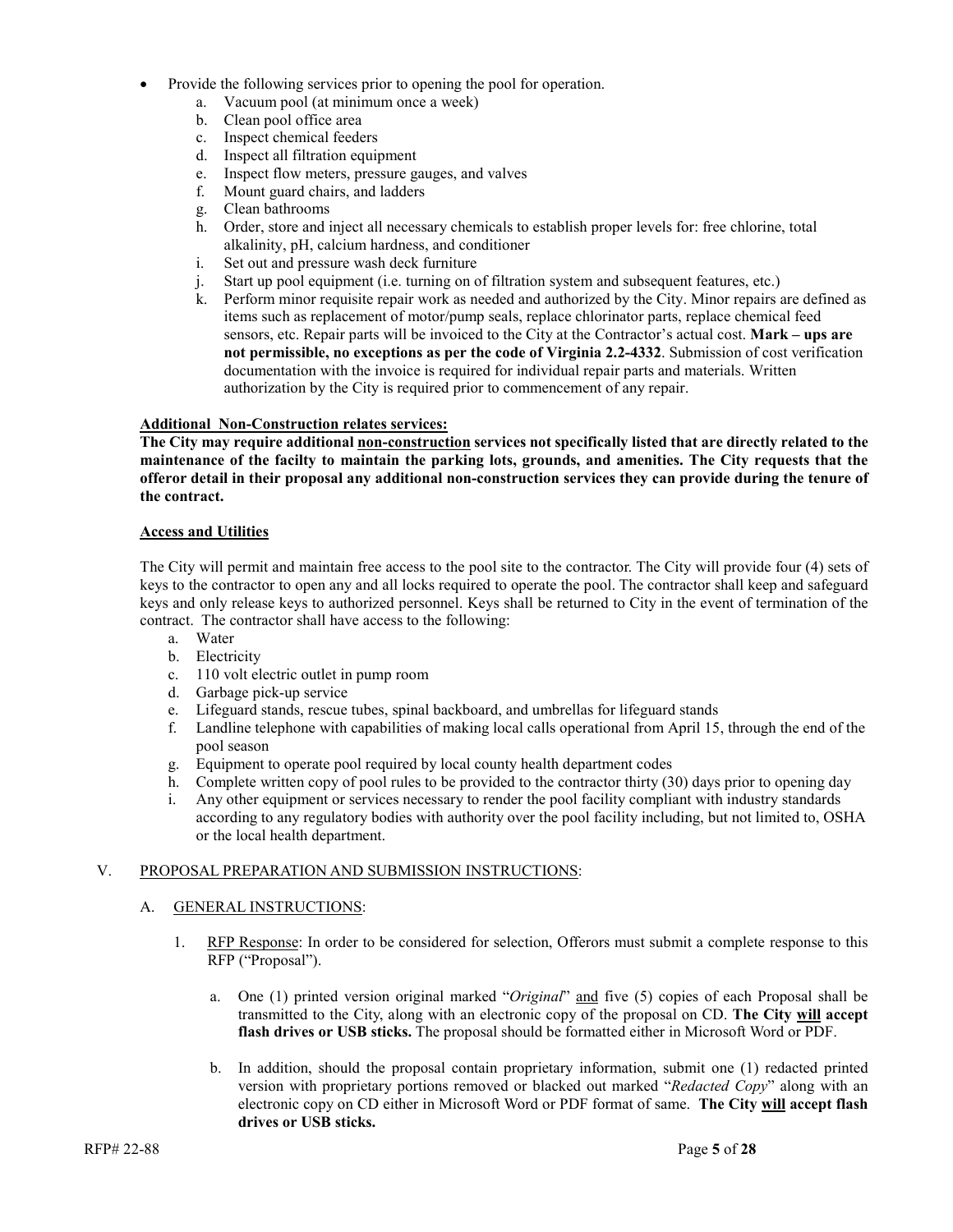- Provide the following services prior to opening the pool for operation.
  a. Vacuum pool (at minimum once a week)
  b. Clean pool office area
  c. Inspect chemical feeders
  d. Inspect all filtration equipment
  e. Inspect flow meters, pressure gauges, and valves
  f. Mount guard chairs, and ladders
  g. Clean bathrooms
  h. Order, store and inject all necessary chemicals to establish proper levels for: free chlorine, total alkalinity, pH, calcium hardness, and conditioner
  i. Set out and pressure wash deck furniture
  j. Start up pool equipment (i.e. turning on of filtration system and subsequent features, etc.)
  k. Perform minor requisite repair work as needed and authorized by the City. Minor repairs are defined as items such as replacement of motor/pump seals, replace chlorinator parts, replace chemical feed sensors, etc. Repair parts will be invoiced to the City at the Contractor's actual cost. **Mark – ups are not permissible, no exceptions as per the code of Virginia 2.2-4332**. Submission of cost verification documentation with the invoice is required for individual repair parts and materials. Written authorization by the City is required prior to commencement of any repair.

**Additional Non-Construction relates services:**

**The City may require additional non-construction services not specifically listed that are directly related to the maintenance of the facilty to maintain the parking lots, grounds, and amenities. The City requests that the offeror detail in their proposal any additional non-construction services they can provide during the tenure of the contract.**

**Access and Utilities**

The City will permit and maintain free access to the pool site to the contractor. The City will provide four (4) sets of keys to the contractor to open any and all locks required to operate the pool. The contractor shall keep and safeguard keys and only release keys to authorized personnel. Keys shall be returned to City in the event of termination of the contract. The contractor shall have access to the following:

a. Water
b. Electricity
c. 110 volt electric outlet in pump room
d. Garbage pick-up service
e. Lifeguard stands, rescue tubes, spinal backboard, and umbrellas for lifeguard stands
f. Landline telephone with capabilities of making local calls operational from April 15, through the end of the pool season
g. Equipment to operate pool required by local county health department codes
h. Complete written copy of pool rules to be provided to the contractor thirty (30) days prior to opening day
i. Any other equipment or services necessary to render the pool facility compliant with industry standards according to any regulatory bodies with authority over the pool facility including, but not limited to, OSHA or the local health department.

## V. PROPOSAL PREPARATION AND SUBMISSION INSTRUCTIONS:

### A. GENERAL INSTRUCTIONS:

1. RFP Response: In order to be considered for selection, Offerors must submit a complete response to this RFP ("Proposal").

   a. One (1) printed version original marked "*Original*" and five (5) copies of each Proposal shall be transmitted to the City, along with an electronic copy of the proposal on CD. **The City will accept flash drives or USB sticks.** The proposal should be formatted either in Microsoft Word or PDF.

   b. In addition, should the proposal contain proprietary information, submit one (1) redacted printed version with proprietary portions removed or blacked out marked "*Redacted Copy*" along with an electronic copy on CD either in Microsoft Word or PDF format of same. **The City will accept flash drives or USB sticks.**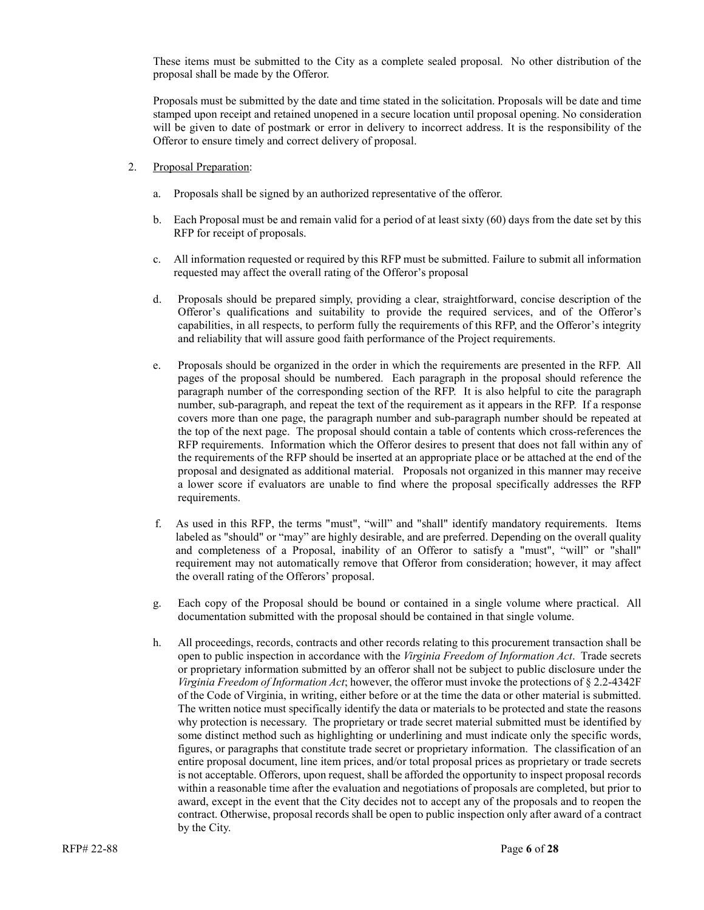These items must be submitted to the City as a complete sealed proposal. No other distribution of the proposal shall be made by the Offeror.

Proposals must be submitted by the date and time stated in the solicitation. Proposals will be date and time stamped upon receipt and retained unopened in a secure location until proposal opening. No consideration will be given to date of postmark or error in delivery to incorrect address. It is the responsibility of the Offeror to ensure timely and correct delivery of proposal.

2. Proposal Preparation:

   a. Proposals shall be signed by an authorized representative of the offeror.

   b. Each Proposal must be and remain valid for a period of at least sixty (60) days from the date set by this RFP for receipt of proposals.

   c. All information requested or required by this RFP must be submitted. Failure to submit all information requested may affect the overall rating of the Offeror's proposal

   d. Proposals should be prepared simply, providing a clear, straightforward, concise description of the Offeror's qualifications and suitability to provide the required services, and of the Offeror's capabilities, in all respects, to perform fully the requirements of this RFP, and the Offeror's integrity and reliability that will assure good faith performance of the Project requirements.

   e. Proposals should be organized in the order in which the requirements are presented in the RFP. All pages of the proposal should be numbered. Each paragraph in the proposal should reference the paragraph number of the corresponding section of the RFP. It is also helpful to cite the paragraph number, sub-paragraph, and repeat the text of the requirement as it appears in the RFP. If a response covers more than one page, the paragraph number and sub-paragraph number should be repeated at the top of the next page. The proposal should contain a table of contents which cross-references the RFP requirements. Information which the Offeror desires to present that does not fall within any of the requirements of the RFP should be inserted at an appropriate place or be attached at the end of the proposal and designated as additional material. Proposals not organized in this manner may receive a lower score if evaluators are unable to find where the proposal specifically addresses the RFP requirements.

   f. As used in this RFP, the terms "must", "will" and "shall" identify mandatory requirements. Items labeled as "should" or "may" are highly desirable, and are preferred. Depending on the overall quality and completeness of a Proposal, inability of an Offeror to satisfy a "must", "will" or "shall" requirement may not automatically remove that Offeror from consideration; however, it may affect the overall rating of the Offerors' proposal.

   g. Each copy of the Proposal should be bound or contained in a single volume where practical. All documentation submitted with the proposal should be contained in that single volume.

   h. All proceedings, records, contracts and other records relating to this procurement transaction shall be open to public inspection in accordance with the *Virginia Freedom of Information Act*. Trade secrets or proprietary information submitted by an offeror shall not be subject to public disclosure under the *Virginia Freedom of Information Act*; however, the offeror must invoke the protections of § 2.2-4342F of the Code of Virginia, in writing, either before or at the time the data or other material is submitted. The written notice must specifically identify the data or materials to be protected and state the reasons why protection is necessary. The proprietary or trade secret material submitted must be identified by some distinct method such as highlighting or underlining and must indicate only the specific words, figures, or paragraphs that constitute trade secret or proprietary information. The classification of an entire proposal document, line item prices, and/or total proposal prices as proprietary or trade secrets is not acceptable. Offerors, upon request, shall be afforded the opportunity to inspect proposal records within a reasonable time after the evaluation and negotiations of proposals are completed, but prior to award, except in the event that the City decides not to accept any of the proposals and to reopen the contract. Otherwise, proposal records shall be open to public inspection only after award of a contract by the City.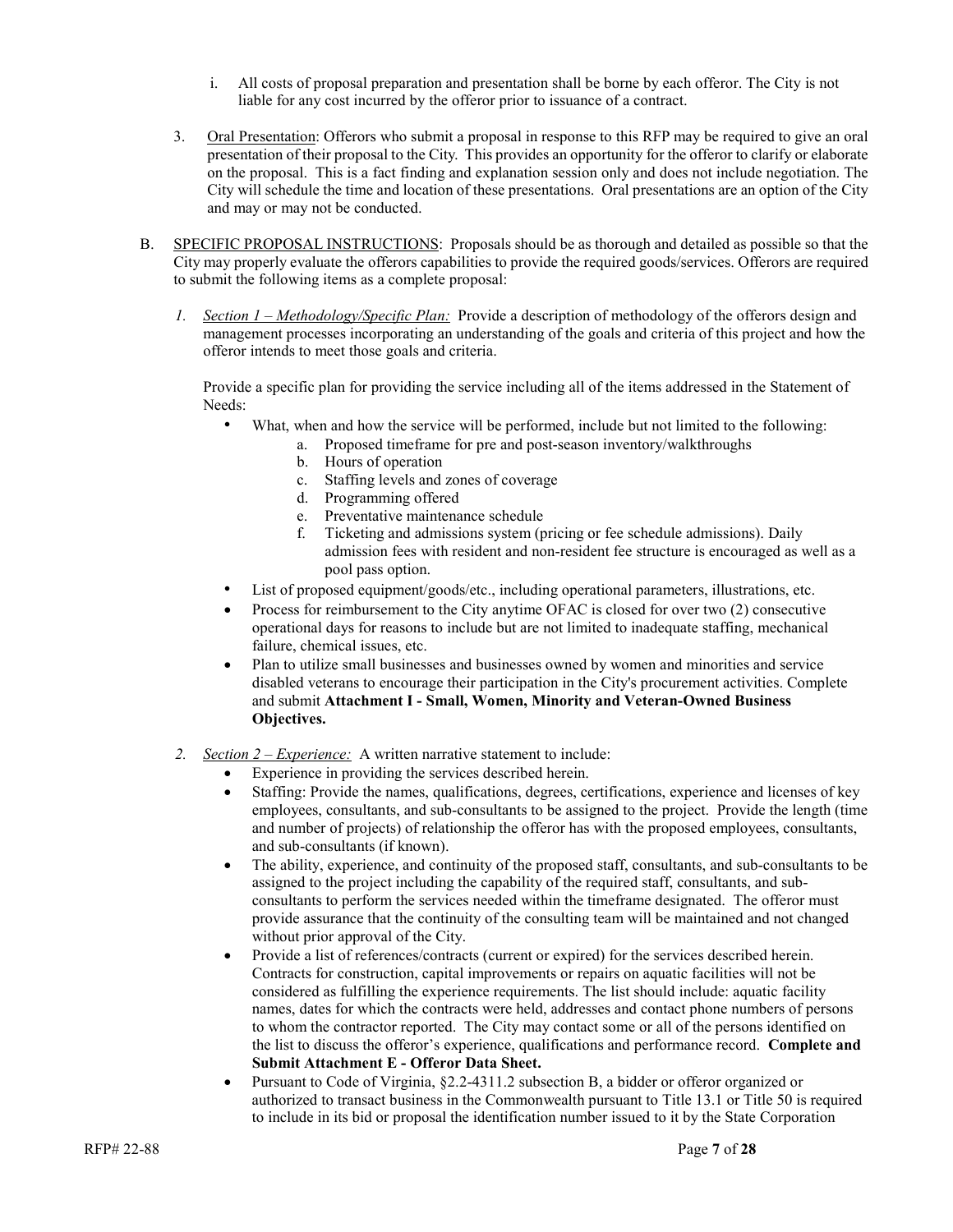i. All costs of proposal preparation and presentation shall be borne by each offeror. The City is not liable for any cost incurred by the offeror prior to issuance of a contract.

3. Oral Presentation: Offerors who submit a proposal in response to this RFP may be required to give an oral presentation of their proposal to the City. This provides an opportunity for the offeror to clarify or elaborate on the proposal. This is a fact finding and explanation session only and does not include negotiation. The City will schedule the time and location of these presentations. Oral presentations are an option of the City and may or may not be conducted.

B. SPECIFIC PROPOSAL INSTRUCTIONS: Proposals should be as thorough and detailed as possible so that the City may properly evaluate the offerors capabilities to provide the required goods/services. Offerors are required to submit the following items as a complete proposal:

1. *Section 1 – Methodology/Specific Plan:* Provide a description of methodology of the offerors design and management processes incorporating an understanding of the goals and criteria of this project and how the offeror intends to meet those goals and criteria.

   Provide a specific plan for providing the service including all of the items addressed in the Statement of Needs:

   - What, when and how the service will be performed, include but not limited to the following:
     a. Proposed timeframe for pre and post-season inventory/walkthroughs
     b. Hours of operation
     c. Staffing levels and zones of coverage
     d. Programming offered
     e. Preventative maintenance schedule
     f. Ticketing and admissions system (pricing or fee schedule admissions). Daily admission fees with resident and non-resident fee structure is encouraged as well as a pool pass option.
   - List of proposed equipment/goods/etc., including operational parameters, illustrations, etc.
   - Process for reimbursement to the City anytime OFAC is closed for over two (2) consecutive operational days for reasons to include but are not limited to inadequate staffing, mechanical failure, chemical issues, etc.
   - Plan to utilize small businesses and businesses owned by women and minorities and service disabled veterans to encourage their participation in the City's procurement activities. Complete and submit **Attachment I - Small, Women, Minority and Veteran-Owned Business Objectives.**

2. *Section 2 – Experience:* A written narrative statement to include:
   - Experience in providing the services described herein.
   - Staffing: Provide the names, qualifications, degrees, certifications, experience and licenses of key employees, consultants, and sub-consultants to be assigned to the project. Provide the length (time and number of projects) of relationship the offeror has with the proposed employees, consultants, and sub-consultants (if known).
   - The ability, experience, and continuity of the proposed staff, consultants, and sub-consultants to be assigned to the project including the capability of the required staff, consultants, and sub-consultants to perform the services needed within the timeframe designated. The offeror must provide assurance that the continuity of the consulting team will be maintained and not changed without prior approval of the City.
   - Provide a list of references/contracts (current or expired) for the services described herein. Contracts for construction, capital improvements or repairs on aquatic facilities will not be considered as fulfilling the experience requirements. The list should include: aquatic facility names, dates for which the contracts were held, addresses and contact phone numbers of persons to whom the contractor reported. The City may contact some or all of the persons identified on the list to discuss the offeror's experience, qualifications and performance record. **Complete and Submit Attachment E - Offeror Data Sheet.**
   - Pursuant to Code of Virginia, §2.2-4311.2 subsection B, a bidder or offeror organized or authorized to transact business in the Commonwealth pursuant to Title 13.1 or Title 50 is required to include in its bid or proposal the identification number issued to it by the State Corporation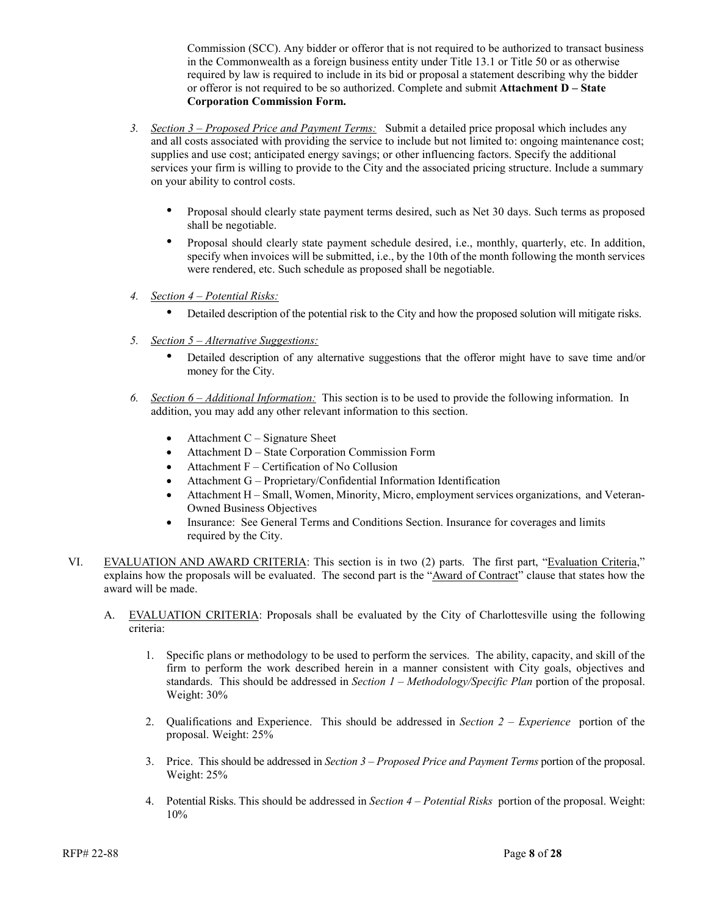Commission (SCC). Any bidder or offeror that is not required to be authorized to transact business in the Commonwealth as a foreign business entity under Title 13.1 or Title 50 or as otherwise required by law is required to include in its bid or proposal a statement describing why the bidder or offeror is not required to be so authorized. Complete and submit **Attachment D – State Corporation Commission Form.**

3. *Section 3 – Proposed Price and Payment Terms:* Submit a detailed price proposal which includes any and all costs associated with providing the service to include but not limited to: ongoing maintenance cost; supplies and use cost; anticipated energy savings; or other influencing factors. Specify the additional services your firm is willing to provide to the City and the associated pricing structure. Include a summary on your ability to control costs.

   - Proposal should clearly state payment terms desired, such as Net 30 days. Such terms as proposed shall be negotiable.
   - Proposal should clearly state payment schedule desired, i.e., monthly, quarterly, etc. In addition, specify when invoices will be submitted, i.e., by the 10th of the month following the month services were rendered, etc. Such schedule as proposed shall be negotiable.

4. *Section 4 – Potential Risks:*

   - Detailed description of the potential risk to the City and how the proposed solution will mitigate risks.

5. *Section 5 – Alternative Suggestions:*

   - Detailed description of any alternative suggestions that the offeror might have to save time and/or money for the City.

6. *Section 6 – Additional Information:* This section is to be used to provide the following information. In addition, you may add any other relevant information to this section.

   - Attachment C – Signature Sheet
   - Attachment D – State Corporation Commission Form
   - Attachment F – Certification of No Collusion
   - Attachment G – Proprietary/Confidential Information Identification
   - Attachment H – Small, Women, Minority, Micro, employment services organizations, and Veteran-Owned Business Objectives
   - Insurance: See General Terms and Conditions Section. Insurance for coverages and limits required by the City.

VI. EVALUATION AND AWARD CRITERIA: This section is in two (2) parts. The first part, "Evaluation Criteria," explains how the proposals will be evaluated. The second part is the "Award of Contract" clause that states how the award will be made.

A. EVALUATION CRITERIA: Proposals shall be evaluated by the City of Charlottesville using the following criteria:

1. Specific plans or methodology to be used to perform the services. The ability, capacity, and skill of the firm to perform the work described herein in a manner consistent with City goals, objectives and standards. This should be addressed in *Section 1 – Methodology/Specific Plan* portion of the proposal. Weight: 30%

2. Qualifications and Experience. This should be addressed in *Section 2 – Experience* portion of the proposal. Weight: 25%

3. Price. This should be addressed in *Section 3 – Proposed Price and Payment Terms* portion of the proposal. Weight: 25%

4. Potential Risks. This should be addressed in *Section 4 – Potential Risks* portion of the proposal. Weight: 10%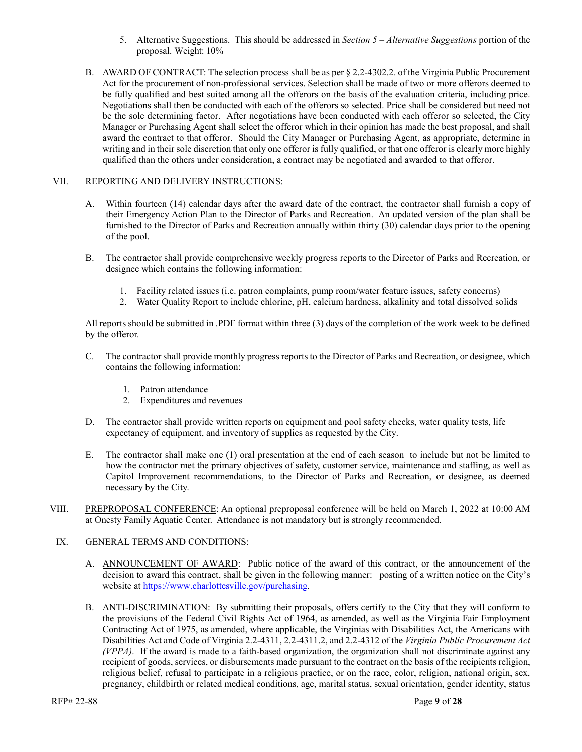5. Alternative Suggestions. This should be addressed in *Section 5 – Alternative Suggestions* portion of the proposal. Weight: 10%

B. AWARD OF CONTRACT: The selection process shall be as per § 2.2-4302.2. of the Virginia Public Procurement Act for the procurement of non-professional services. Selection shall be made of two or more offerors deemed to be fully qualified and best suited among all the offerors on the basis of the evaluation criteria, including price. Negotiations shall then be conducted with each of the offerors so selected. Price shall be considered but need not be the sole determining factor. After negotiations have been conducted with each offeror so selected, the City Manager or Purchasing Agent shall select the offeror which in their opinion has made the best proposal, and shall award the contract to that offeror. Should the City Manager or Purchasing Agent, as appropriate, determine in writing and in their sole discretion that only one offeror is fully qualified, or that one offeror is clearly more highly qualified than the others under consideration, a contract may be negotiated and awarded to that offeror.

## VII. REPORTING AND DELIVERY INSTRUCTIONS:

A. Within fourteen (14) calendar days after the award date of the contract, the contractor shall furnish a copy of their Emergency Action Plan to the Director of Parks and Recreation. An updated version of the plan shall be furnished to the Director of Parks and Recreation annually within thirty (30) calendar days prior to the opening of the pool.

B. The contractor shall provide comprehensive weekly progress reports to the Director of Parks and Recreation, or designee which contains the following information:

1. Facility related issues (i.e. patron complaints, pump room/water feature issues, safety concerns)
2. Water Quality Report to include chlorine, pH, calcium hardness, alkalinity and total dissolved solids

All reports should be submitted in .PDF format within three (3) days of the completion of the work week to be defined by the offeror.

C. The contractor shall provide monthly progress reports to the Director of Parks and Recreation, or designee, which contains the following information:

1. Patron attendance
2. Expenditures and revenues

D. The contractor shall provide written reports on equipment and pool safety checks, water quality tests, life expectancy of equipment, and inventory of supplies as requested by the City.

E. The contractor shall make one (1) oral presentation at the end of each season to include but not be limited to how the contractor met the primary objectives of safety, customer service, maintenance and staffing, as well as Capitol Improvement recommendations, to the Director of Parks and Recreation, or designee, as deemed necessary by the City.

## VIII. PREPROPOSAL CONFERENCE:

An optional preproposal conference will be held on March 1, 2022 at 10:00 AM at Onesty Family Aquatic Center. Attendance is not mandatory but is strongly recommended.

## IX. GENERAL TERMS AND CONDITIONS:

A. ANNOUNCEMENT OF AWARD: Public notice of the award of this contract, or the announcement of the decision to award this contract, shall be given in the following manner: posting of a written notice on the City's website at https://www.charlottesville.gov/purchasing.

B. ANTI-DISCRIMINATION: By submitting their proposals, offers certify to the City that they will conform to the provisions of the Federal Civil Rights Act of 1964, as amended, as well as the Virginia Fair Employment Contracting Act of 1975, as amended, where applicable, the Virginias with Disabilities Act, the Americans with Disabilities Act and Code of Virginia 2.2-4311, 2.2-4311.2, and 2.2-4312 of the *Virginia Public Procurement Act (VPPA)*. If the award is made to a faith-based organization, the organization shall not discriminate against any recipient of goods, services, or disbursements made pursuant to the contract on the basis of the recipients religion, religious belief, refusal to participate in a religious practice, or on the race, color, religion, national origin, sex, pregnancy, childbirth or related medical conditions, age, marital status, sexual orientation, gender identity, status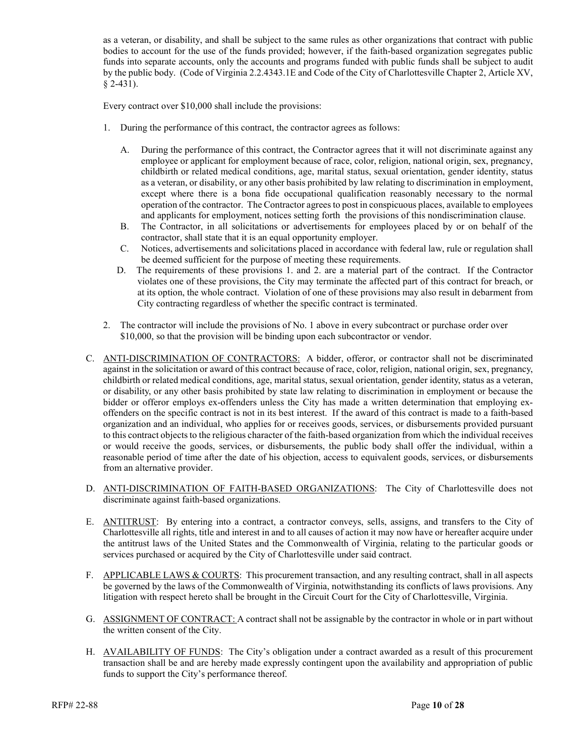as a veteran, or disability, and shall be subject to the same rules as other organizations that contract with public bodies to account for the use of the funds provided; however, if the faith-based organization segregates public funds into separate accounts, only the accounts and programs funded with public funds shall be subject to audit by the public body. (Code of Virginia 2.2.4343.1E and Code of the City of Charlottesville Chapter 2, Article XV, § 2-431).

Every contract over $10,000 shall include the provisions:

1. During the performance of this contract, the contractor agrees as follows:

   A. During the performance of this contract, the Contractor agrees that it will not discriminate against any employee or applicant for employment because of race, color, religion, national origin, sex, pregnancy, childbirth or related medical conditions, age, marital status, sexual orientation, gender identity, status as a veteran, or disability, or any other basis prohibited by law relating to discrimination in employment, except where there is a bona fide occupational qualification reasonably necessary to the normal operation of the contractor. The Contractor agrees to post in conspicuous places, available to employees and applicants for employment, notices setting forth the provisions of this nondiscrimination clause.

   B. The Contractor, in all solicitations or advertisements for employees placed by or on behalf of the contractor, shall state that it is an equal opportunity employer.

   C. Notices, advertisements and solicitations placed in accordance with federal law, rule or regulation shall be deemed sufficient for the purpose of meeting these requirements.

   D. The requirements of these provisions 1. and 2. are a material part of the contract. If the Contractor violates one of these provisions, the City may terminate the affected part of this contract for breach, or at its option, the whole contract. Violation of one of these provisions may also result in debarment from City contracting regardless of whether the specific contract is terminated.

2. The contractor will include the provisions of No. 1 above in every subcontract or purchase order over $10,000, so that the provision will be binding upon each subcontractor or vendor.

C. <u>ANTI-DISCRIMINATION OF CONTRACTORS:</u> A bidder, offeror, or contractor shall not be discriminated against in the solicitation or award of this contract because of race, color, religion, national origin, sex, pregnancy, childbirth or related medical conditions, age, marital status, sexual orientation, gender identity, status as a veteran, or disability, or any other basis prohibited by state law relating to discrimination in employment or because the bidder or offeror employs ex-offenders unless the City has made a written determination that employing ex-offenders on the specific contract is not in its best interest. If the award of this contract is made to a faith-based organization and an individual, who applies for or receives goods, services, or disbursements provided pursuant to this contract objects to the religious character of the faith-based organization from which the individual receives or would receive the goods, services, or disbursements, the public body shall offer the individual, within a reasonable period of time after the date of his objection, access to equivalent goods, services, or disbursements from an alternative provider.

D. <u>ANTI-DISCRIMINATION OF FAITH-BASED ORGANIZATIONS</u>: The City of Charlottesville does not discriminate against faith-based organizations.

E. <u>ANTITRUST</u>: By entering into a contract, a contractor conveys, sells, assigns, and transfers to the City of Charlottesville all rights, title and interest in and to all causes of action it may now have or hereafter acquire under the antitrust laws of the United States and the Commonwealth of Virginia, relating to the particular goods or services purchased or acquired by the City of Charlottesville under said contract.

F. <u>APPLICABLE LAWS & COURTS</u>: This procurement transaction, and any resulting contract, shall in all aspects be governed by the laws of the Commonwealth of Virginia, notwithstanding its conflicts of laws provisions. Any litigation with respect hereto shall be brought in the Circuit Court for the City of Charlottesville, Virginia.

G. <u>ASSIGNMENT OF CONTRACT:</u> A contract shall not be assignable by the contractor in whole or in part without the written consent of the City.

H. <u>AVAILABILITY OF FUNDS</u>: The City's obligation under a contract awarded as a result of this procurement transaction shall be and are hereby made expressly contingent upon the availability and appropriation of public funds to support the City's performance thereof.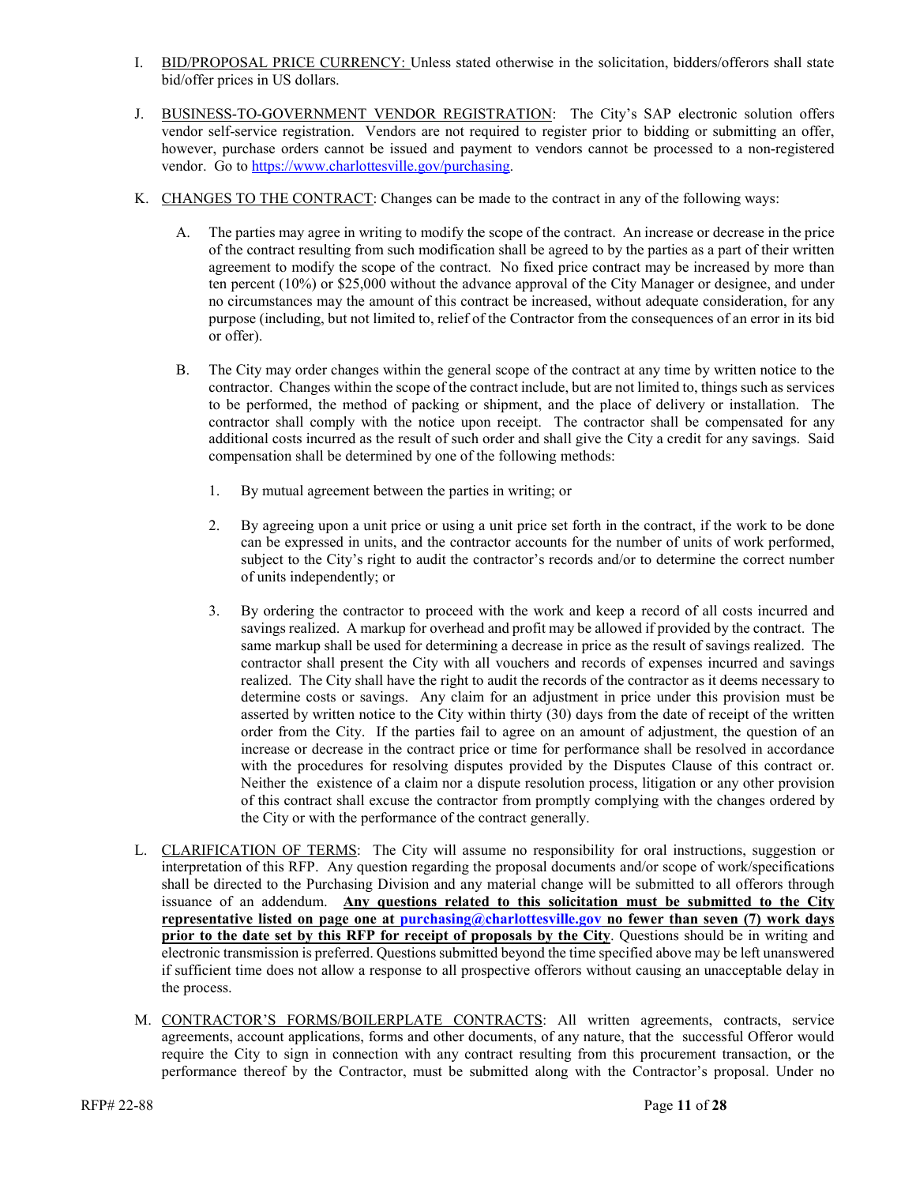I. BID/PROPOSAL PRICE CURRENCY: Unless stated otherwise in the solicitation, bidders/offerors shall state bid/offer prices in US dollars.

J. BUSINESS-TO-GOVERNMENT VENDOR REGISTRATION: The City's SAP electronic solution offers vendor self-service registration. Vendors are not required to register prior to bidding or submitting an offer, however, purchase orders cannot be issued and payment to vendors cannot be processed to a non-registered vendor. Go to https://www.charlottesville.gov/purchasing.

K. CHANGES TO THE CONTRACT: Changes can be made to the contract in any of the following ways:

   A. The parties may agree in writing to modify the scope of the contract. An increase or decrease in the price of the contract resulting from such modification shall be agreed to by the parties as a part of their written agreement to modify the scope of the contract. No fixed price contract may be increased by more than ten percent (10%) or $25,000 without the advance approval of the City Manager or designee, and under no circumstances may the amount of this contract be increased, without adequate consideration, for any purpose (including, but not limited to, relief of the Contractor from the consequences of an error in its bid or offer).

   B. The City may order changes within the general scope of the contract at any time by written notice to the contractor. Changes within the scope of the contract include, but are not limited to, things such as services to be performed, the method of packing or shipment, and the place of delivery or installation. The contractor shall comply with the notice upon receipt. The contractor shall be compensated for any additional costs incurred as the result of such order and shall give the City a credit for any savings. Said compensation shall be determined by one of the following methods:

      1. By mutual agreement between the parties in writing; or

      2. By agreeing upon a unit price or using a unit price set forth in the contract, if the work to be done can be expressed in units, and the contractor accounts for the number of units of work performed, subject to the City's right to audit the contractor's records and/or to determine the correct number of units independently; or

      3. By ordering the contractor to proceed with the work and keep a record of all costs incurred and savings realized. A markup for overhead and profit may be allowed if provided by the contract. The same markup shall be used for determining a decrease in price as the result of savings realized. The contractor shall present the City with all vouchers and records of expenses incurred and savings realized. The City shall have the right to audit the records of the contractor as it deems necessary to determine costs or savings. Any claim for an adjustment in price under this provision must be asserted by written notice to the City within thirty (30) days from the date of receipt of the written order from the City. If the parties fail to agree on an amount of adjustment, the question of an increase or decrease in the contract price or time for performance shall be resolved in accordance with the procedures for resolving disputes provided by the Disputes Clause of this contract or. Neither the existence of a claim nor a dispute resolution process, litigation or any other provision of this contract shall excuse the contractor from promptly complying with the changes ordered by the City or with the performance of the contract generally.

L. CLARIFICATION OF TERMS: The City will assume no responsibility for oral instructions, suggestion or interpretation of this RFP. Any question regarding the proposal documents and/or scope of work/specifications shall be directed to the Purchasing Division and any material change will be submitted to all offerors through issuance of an addendum. **Any questions related to this solicitation must be submitted to the City representative listed on page one at purchasing@charlottesville.gov no fewer than seven (7) work days prior to the date set by this RFP for receipt of proposals by the City**. Questions should be in writing and electronic transmission is preferred. Questions submitted beyond the time specified above may be left unanswered if sufficient time does not allow a response to all prospective offerors without causing an unacceptable delay in the process.

M. CONTRACTOR'S FORMS/BOILERPLATE CONTRACTS: All written agreements, contracts, service agreements, account applications, forms and other documents, of any nature, that the successful Offeror would require the City to sign in connection with any contract resulting from this procurement transaction, or the performance thereof by the Contractor, must be submitted along with the Contractor's proposal. Under no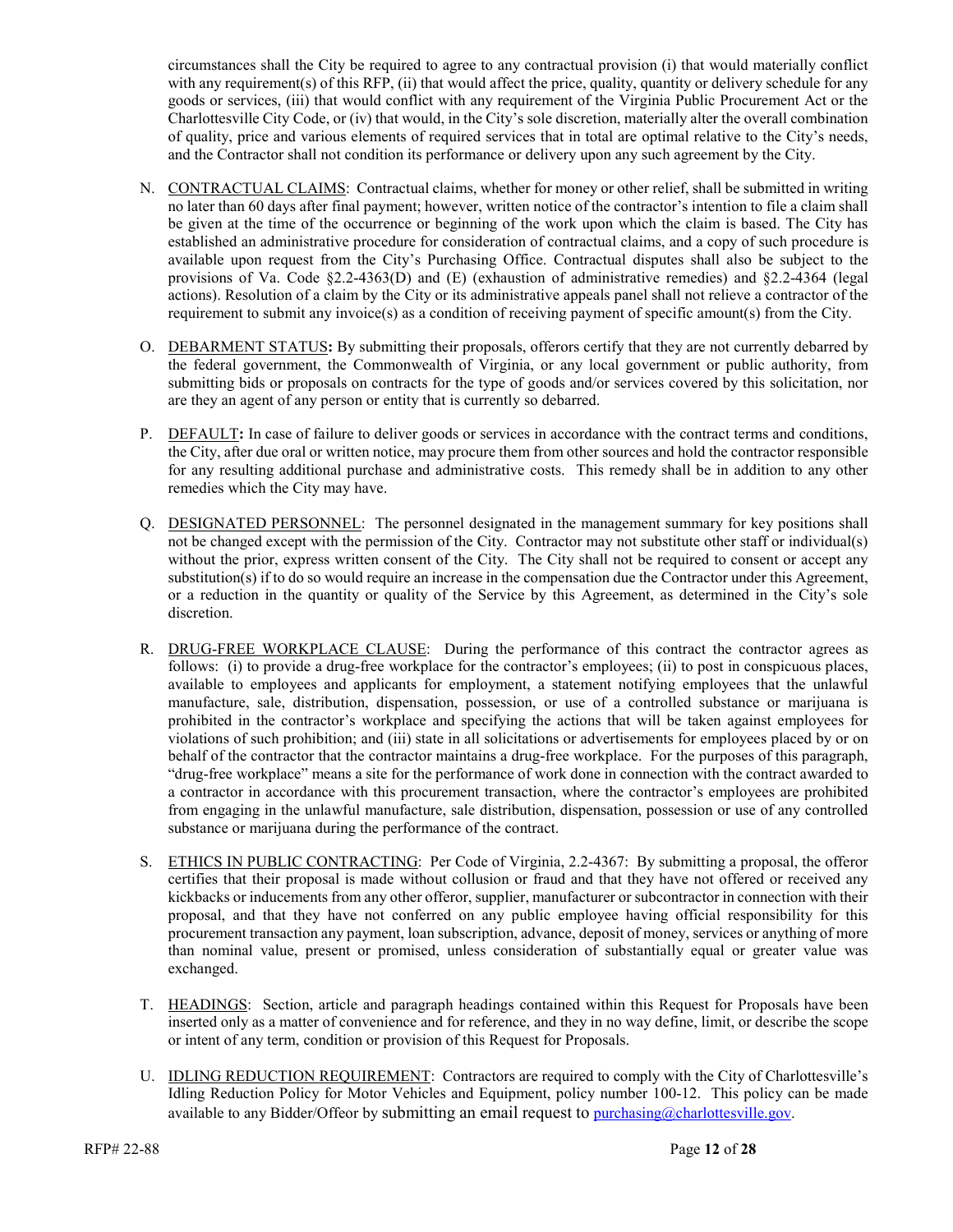circumstances shall the City be required to agree to any contractual provision (i) that would materially conflict with any requirement(s) of this RFP, (ii) that would affect the price, quality, quantity or delivery schedule for any goods or services, (iii) that would conflict with any requirement of the Virginia Public Procurement Act or the Charlottesville City Code, or (iv) that would, in the City's sole discretion, materially alter the overall combination of quality, price and various elements of required services that in total are optimal relative to the City's needs, and the Contractor shall not condition its performance or delivery upon any such agreement by the City.

N. CONTRACTUAL CLAIMS: Contractual claims, whether for money or other relief, shall be submitted in writing no later than 60 days after final payment; however, written notice of the contractor's intention to file a claim shall be given at the time of the occurrence or beginning of the work upon which the claim is based. The City has established an administrative procedure for consideration of contractual claims, and a copy of such procedure is available upon request from the City's Purchasing Office. Contractual disputes shall also be subject to the provisions of Va. Code §2.2-4363(D) and (E) (exhaustion of administrative remedies) and §2.2-4364 (legal actions). Resolution of a claim by the City or its administrative appeals panel shall not relieve a contractor of the requirement to submit any invoice(s) as a condition of receiving payment of specific amount(s) from the City.

O. DEBARMENT STATUS**:** By submitting their proposals, offerors certify that they are not currently debarred by the federal government, the Commonwealth of Virginia, or any local government or public authority, from submitting bids or proposals on contracts for the type of goods and/or services covered by this solicitation, nor are they an agent of any person or entity that is currently so debarred.

P. DEFAULT**:** In case of failure to deliver goods or services in accordance with the contract terms and conditions, the City, after due oral or written notice, may procure them from other sources and hold the contractor responsible for any resulting additional purchase and administrative costs. This remedy shall be in addition to any other remedies which the City may have.

Q. DESIGNATED PERSONNEL: The personnel designated in the management summary for key positions shall not be changed except with the permission of the City. Contractor may not substitute other staff or individual(s) without the prior, express written consent of the City. The City shall not be required to consent or accept any substitution(s) if to do so would require an increase in the compensation due the Contractor under this Agreement, or a reduction in the quantity or quality of the Service by this Agreement, as determined in the City's sole discretion.

R. DRUG-FREE WORKPLACE CLAUSE: During the performance of this contract the contractor agrees as follows: (i) to provide a drug-free workplace for the contractor's employees; (ii) to post in conspicuous places, available to employees and applicants for employment, a statement notifying employees that the unlawful manufacture, sale, distribution, dispensation, possession, or use of a controlled substance or marijuana is prohibited in the contractor's workplace and specifying the actions that will be taken against employees for violations of such prohibition; and (iii) state in all solicitations or advertisements for employees placed by or on behalf of the contractor that the contractor maintains a drug-free workplace. For the purposes of this paragraph, "drug-free workplace" means a site for the performance of work done in connection with the contract awarded to a contractor in accordance with this procurement transaction, where the contractor's employees are prohibited from engaging in the unlawful manufacture, sale distribution, dispensation, possession or use of any controlled substance or marijuana during the performance of the contract.

S. ETHICS IN PUBLIC CONTRACTING: Per Code of Virginia, 2.2-4367: By submitting a proposal, the offeror certifies that their proposal is made without collusion or fraud and that they have not offered or received any kickbacks or inducements from any other offeror, supplier, manufacturer or subcontractor in connection with their proposal, and that they have not conferred on any public employee having official responsibility for this procurement transaction any payment, loan subscription, advance, deposit of money, services or anything of more than nominal value, present or promised, unless consideration of substantially equal or greater value was exchanged.

T. HEADINGS: Section, article and paragraph headings contained within this Request for Proposals have been inserted only as a matter of convenience and for reference, and they in no way define, limit, or describe the scope or intent of any term, condition or provision of this Request for Proposals.

U. IDLING REDUCTION REQUIREMENT: Contractors are required to comply with the City of Charlottesville's Idling Reduction Policy for Motor Vehicles and Equipment, policy number 100-12. This policy can be made available to any Bidder/Offeor by submitting an email request to purchasing@charlottesville.gov.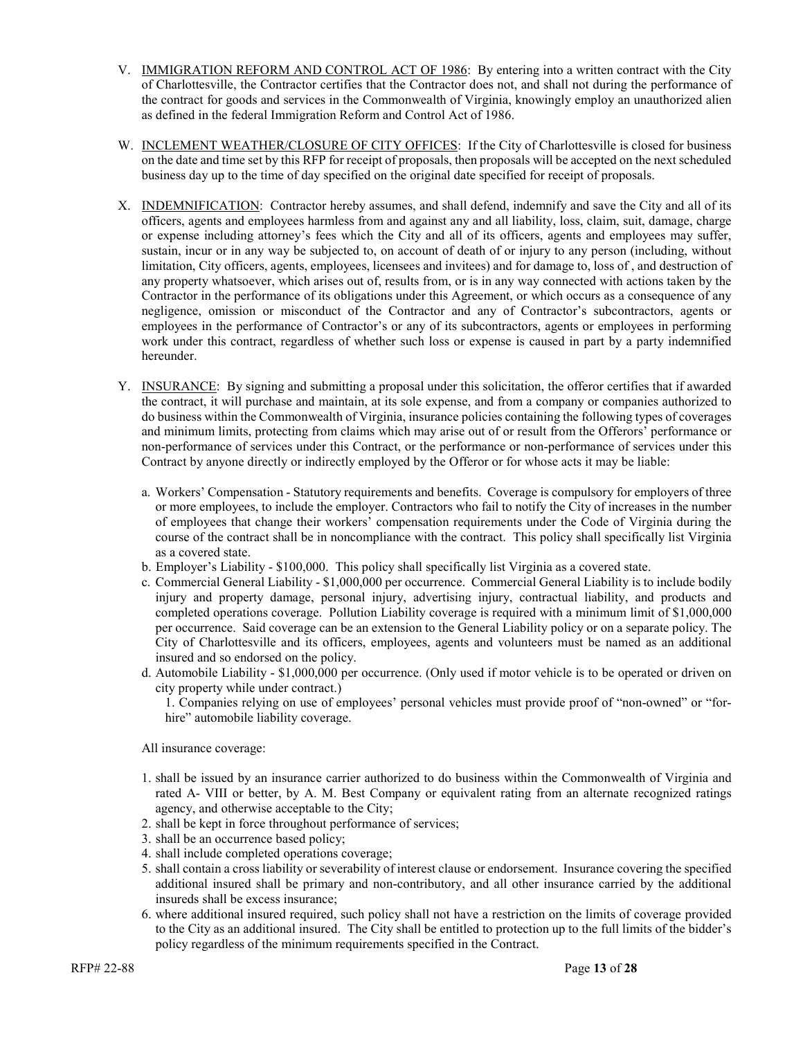V. IMMIGRATION REFORM AND CONTROL ACT OF 1986: By entering into a written contract with the City of Charlottesville, the Contractor certifies that the Contractor does not, and shall not during the performance of the contract for goods and services in the Commonwealth of Virginia, knowingly employ an unauthorized alien as defined in the federal Immigration Reform and Control Act of 1986.

W. INCLEMENT WEATHER/CLOSURE OF CITY OFFICES: If the City of Charlottesville is closed for business on the date and time set by this RFP for receipt of proposals, then proposals will be accepted on the next scheduled business day up to the time of day specified on the original date specified for receipt of proposals.

X. INDEMNIFICATION: Contractor hereby assumes, and shall defend, indemnify and save the City and all of its officers, agents and employees harmless from and against any and all liability, loss, claim, suit, damage, charge or expense including attorney's fees which the City and all of its officers, agents and employees may suffer, sustain, incur or in any way be subjected to, on account of death of or injury to any person (including, without limitation, City officers, agents, employees, licensees and invitees) and for damage to, loss of , and destruction of any property whatsoever, which arises out of, results from, or is in any way connected with actions taken by the Contractor in the performance of its obligations under this Agreement, or which occurs as a consequence of any negligence, omission or misconduct of the Contractor and any of Contractor's subcontractors, agents or employees in the performance of Contractor's or any of its subcontractors, agents or employees in performing work under this contract, regardless of whether such loss or expense is caused in part by a party indemnified hereunder.

Y. INSURANCE: By signing and submitting a proposal under this solicitation, the offeror certifies that if awarded the contract, it will purchase and maintain, at its sole expense, and from a company or companies authorized to do business within the Commonwealth of Virginia, insurance policies containing the following types of coverages and minimum limits, protecting from claims which may arise out of or result from the Offerors' performance or non-performance of services under this Contract, or the performance or non-performance of services under this Contract by anyone directly or indirectly employed by the Offeror or for whose acts it may be liable:

   a. Workers' Compensation - Statutory requirements and benefits. Coverage is compulsory for employers of three or more employees, to include the employer. Contractors who fail to notify the City of increases in the number of employees that change their workers' compensation requirements under the Code of Virginia during the course of the contract shall be in noncompliance with the contract. This policy shall specifically list Virginia as a covered state.
   b. Employer's Liability - $100,000. This policy shall specifically list Virginia as a covered state.
   c. Commercial General Liability - $1,000,000 per occurrence. Commercial General Liability is to include bodily injury and property damage, personal injury, advertising injury, contractual liability, and products and completed operations coverage. Pollution Liability coverage is required with a minimum limit of $1,000,000 per occurrence. Said coverage can be an extension to the General Liability policy or on a separate policy. The City of Charlottesville and its officers, employees, agents and volunteers must be named as an additional insured and so endorsed on the policy.
   d. Automobile Liability - $1,000,000 per occurrence. (Only used if motor vehicle is to be operated or driven on city property while under contract.)
      1. Companies relying on use of employees' personal vehicles must provide proof of "non-owned" or "for-hire" automobile liability coverage.

   All insurance coverage:

   1. shall be issued by an insurance carrier authorized to do business within the Commonwealth of Virginia and rated A- VIII or better, by A. M. Best Company or equivalent rating from an alternate recognized ratings agency, and otherwise acceptable to the City;
   2. shall be kept in force throughout performance of services;
   3. shall be an occurrence based policy;
   4. shall include completed operations coverage;
   5. shall contain a cross liability or severability of interest clause or endorsement. Insurance covering the specified additional insured shall be primary and non-contributory, and all other insurance carried by the additional insureds shall be excess insurance;
   6. where additional insured required, such policy shall not have a restriction on the limits of coverage provided to the City as an additional insured. The City shall be entitled to protection up to the full limits of the bidder's policy regardless of the minimum requirements specified in the Contract.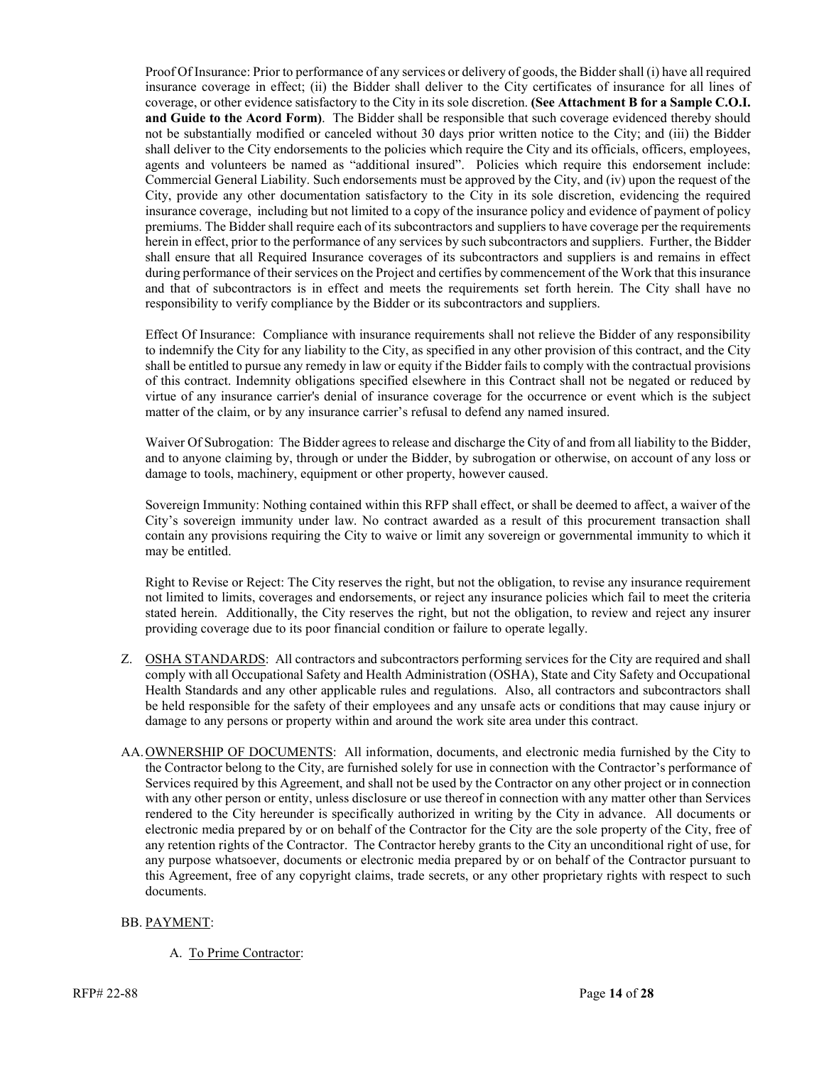Proof Of Insurance: Prior to performance of any services or delivery of goods, the Bidder shall (i) have all required insurance coverage in effect; (ii) the Bidder shall deliver to the City certificates of insurance for all lines of coverage, or other evidence satisfactory to the City in its sole discretion. **(See Attachment B for a Sample C.O.I. and Guide to the Acord Form)**. The Bidder shall be responsible that such coverage evidenced thereby should not be substantially modified or canceled without 30 days prior written notice to the City; and (iii) the Bidder shall deliver to the City endorsements to the policies which require the City and its officials, officers, employees, agents and volunteers be named as "additional insured". Policies which require this endorsement include: Commercial General Liability. Such endorsements must be approved by the City, and (iv) upon the request of the City, provide any other documentation satisfactory to the City in its sole discretion, evidencing the required insurance coverage, including but not limited to a copy of the insurance policy and evidence of payment of policy premiums. The Bidder shall require each of its subcontractors and suppliers to have coverage per the requirements herein in effect, prior to the performance of any services by such subcontractors and suppliers. Further, the Bidder shall ensure that all Required Insurance coverages of its subcontractors and suppliers is and remains in effect during performance of their services on the Project and certifies by commencement of the Work that this insurance and that of subcontractors is in effect and meets the requirements set forth herein. The City shall have no responsibility to verify compliance by the Bidder or its subcontractors and suppliers.

Effect Of Insurance: Compliance with insurance requirements shall not relieve the Bidder of any responsibility to indemnify the City for any liability to the City, as specified in any other provision of this contract, and the City shall be entitled to pursue any remedy in law or equity if the Bidder fails to comply with the contractual provisions of this contract. Indemnity obligations specified elsewhere in this Contract shall not be negated or reduced by virtue of any insurance carrier's denial of insurance coverage for the occurrence or event which is the subject matter of the claim, or by any insurance carrier's refusal to defend any named insured.

Waiver Of Subrogation: The Bidder agrees to release and discharge the City of and from all liability to the Bidder, and to anyone claiming by, through or under the Bidder, by subrogation or otherwise, on account of any loss or damage to tools, machinery, equipment or other property, however caused.

Sovereign Immunity: Nothing contained within this RFP shall effect, or shall be deemed to affect, a waiver of the City's sovereign immunity under law. No contract awarded as a result of this procurement transaction shall contain any provisions requiring the City to waive or limit any sovereign or governmental immunity to which it may be entitled.

Right to Revise or Reject: The City reserves the right, but not the obligation, to revise any insurance requirement not limited to limits, coverages and endorsements, or reject any insurance policies which fail to meet the criteria stated herein. Additionally, the City reserves the right, but not the obligation, to review and reject any insurer providing coverage due to its poor financial condition or failure to operate legally.

Z. OSHA STANDARDS: All contractors and subcontractors performing services for the City are required and shall comply with all Occupational Safety and Health Administration (OSHA), State and City Safety and Occupational Health Standards and any other applicable rules and regulations. Also, all contractors and subcontractors shall be held responsible for the safety of their employees and any unsafe acts or conditions that may cause injury or damage to any persons or property within and around the work site area under this contract.

AA. OWNERSHIP OF DOCUMENTS: All information, documents, and electronic media furnished by the City to the Contractor belong to the City, are furnished solely for use in connection with the Contractor's performance of Services required by this Agreement, and shall not be used by the Contractor on any other project or in connection with any other person or entity, unless disclosure or use thereof in connection with any matter other than Services rendered to the City hereunder is specifically authorized in writing by the City in advance. All documents or electronic media prepared by or on behalf of the Contractor for the City are the sole property of the City, free of any retention rights of the Contractor. The Contractor hereby grants to the City an unconditional right of use, for any purpose whatsoever, documents or electronic media prepared by or on behalf of the Contractor pursuant to this Agreement, free of any copyright claims, trade secrets, or any other proprietary rights with respect to such documents.

BB. PAYMENT:

A. To Prime Contractor: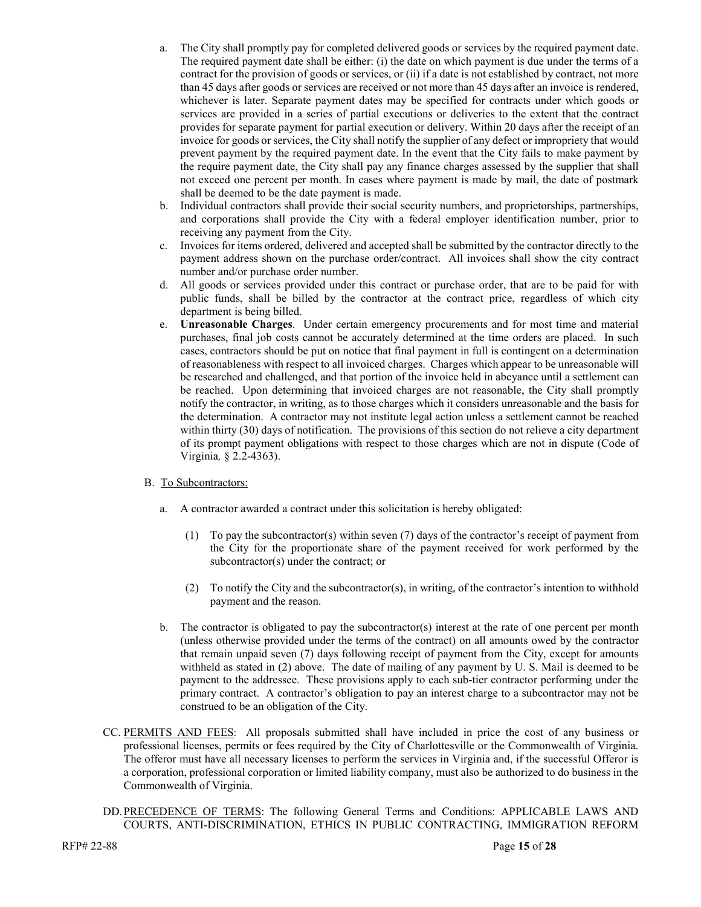a. The City shall promptly pay for completed delivered goods or services by the required payment date. The required payment date shall be either: (i) the date on which payment is due under the terms of a contract for the provision of goods or services, or (ii) if a date is not established by contract, not more than 45 days after goods or services are received or not more than 45 days after an invoice is rendered, whichever is later. Separate payment dates may be specified for contracts under which goods or services are provided in a series of partial executions or deliveries to the extent that the contract provides for separate payment for partial execution or delivery. Within 20 days after the receipt of an invoice for goods or services, the City shall notify the supplier of any defect or impropriety that would prevent payment by the required payment date. In the event that the City fails to make payment by the require payment date, the City shall pay any finance charges assessed by the supplier that shall not exceed one percent per month. In cases where payment is made by mail, the date of postmark shall be deemed to be the date payment is made.

b. Individual contractors shall provide their social security numbers, and proprietorships, partnerships, and corporations shall provide the City with a federal employer identification number, prior to receiving any payment from the City.

c. Invoices for items ordered, delivered and accepted shall be submitted by the contractor directly to the payment address shown on the purchase order/contract. All invoices shall show the city contract number and/or purchase order number.

d. All goods or services provided under this contract or purchase order, that are to be paid for with public funds, shall be billed by the contractor at the contract price, regardless of which city department is being billed.

e. **Unreasonable Charges**. Under certain emergency procurements and for most time and material purchases, final job costs cannot be accurately determined at the time orders are placed. In such cases, contractors should be put on notice that final payment in full is contingent on a determination of reasonableness with respect to all invoiced charges. Charges which appear to be unreasonable will be researched and challenged, and that portion of the invoice held in abeyance until a settlement can be reached. Upon determining that invoiced charges are not reasonable, the City shall promptly notify the contractor, in writing, as to those charges which it considers unreasonable and the basis for the determination. A contractor may not institute legal action unless a settlement cannot be reached within thirty (30) days of notification. The provisions of this section do not relieve a city department of its prompt payment obligations with respect to those charges which are not in dispute (Code of Virginia*,* § 2.2-4363).

B. To Subcontractors:

a. A contractor awarded a contract under this solicitation is hereby obligated:

(1) To pay the subcontractor(s) within seven (7) days of the contractor's receipt of payment from the City for the proportionate share of the payment received for work performed by the subcontractor(s) under the contract; or

(2) To notify the City and the subcontractor(s), in writing, of the contractor's intention to withhold payment and the reason.

b. The contractor is obligated to pay the subcontractor(s) interest at the rate of one percent per month (unless otherwise provided under the terms of the contract) on all amounts owed by the contractor that remain unpaid seven (7) days following receipt of payment from the City, except for amounts withheld as stated in (2) above. The date of mailing of any payment by U. S. Mail is deemed to be payment to the addressee. These provisions apply to each sub-tier contractor performing under the primary contract. A contractor's obligation to pay an interest charge to a subcontractor may not be construed to be an obligation of the City.

CC. PERMITS AND FEES: All proposals submitted shall have included in price the cost of any business or professional licenses, permits or fees required by the City of Charlottesville or the Commonwealth of Virginia. The offeror must have all necessary licenses to perform the services in Virginia and, if the successful Offeror is a corporation, professional corporation or limited liability company, must also be authorized to do business in the Commonwealth of Virginia.

DD. PRECEDENCE OF TERMS: The following General Terms and Conditions: APPLICABLE LAWS AND COURTS, ANTI-DISCRIMINATION, ETHICS IN PUBLIC CONTRACTING, IMMIGRATION REFORM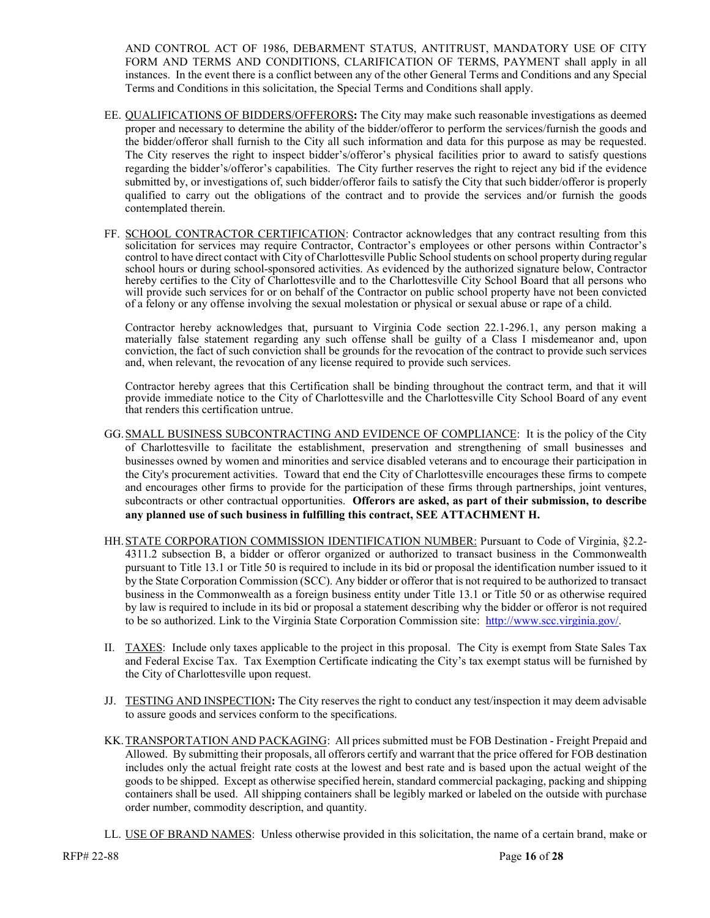AND CONTROL ACT OF 1986, DEBARMENT STATUS, ANTITRUST, MANDATORY USE OF CITY FORM AND TERMS AND CONDITIONS, CLARIFICATION OF TERMS, PAYMENT shall apply in all instances. In the event there is a conflict between any of the other General Terms and Conditions and any Special Terms and Conditions in this solicitation, the Special Terms and Conditions shall apply.

EE. QUALIFICATIONS OF BIDDERS/OFFERORS**:** The City may make such reasonable investigations as deemed proper and necessary to determine the ability of the bidder/offeror to perform the services/furnish the goods and the bidder/offeror shall furnish to the City all such information and data for this purpose as may be requested. The City reserves the right to inspect bidder's/offeror's physical facilities prior to award to satisfy questions regarding the bidder's/offeror's capabilities. The City further reserves the right to reject any bid if the evidence submitted by, or investigations of, such bidder/offeror fails to satisfy the City that such bidder/offeror is properly qualified to carry out the obligations of the contract and to provide the services and/or furnish the goods contemplated therein.

FF. SCHOOL CONTRACTOR CERTIFICATION: Contractor acknowledges that any contract resulting from this solicitation for services may require Contractor, Contractor's employees or other persons within Contractor's control to have direct contact with City of Charlottesville Public School students on school property during regular school hours or during school-sponsored activities. As evidenced by the authorized signature below, Contractor hereby certifies to the City of Charlottesville and to the Charlottesville City School Board that all persons who will provide such services for or on behalf of the Contractor on public school property have not been convicted of a felony or any offense involving the sexual molestation or physical or sexual abuse or rape of a child.

Contractor hereby acknowledges that, pursuant to Virginia Code section 22.1-296.1, any person making a materially false statement regarding any such offense shall be guilty of a Class I misdemeanor and, upon conviction, the fact of such conviction shall be grounds for the revocation of the contract to provide such services and, when relevant, the revocation of any license required to provide such services.

Contractor hereby agrees that this Certification shall be binding throughout the contract term, and that it will provide immediate notice to the City of Charlottesville and the Charlottesville City School Board of any event that renders this certification untrue.

GG. SMALL BUSINESS SUBCONTRACTING AND EVIDENCE OF COMPLIANCE: It is the policy of the City of Charlottesville to facilitate the establishment, preservation and strengthening of small businesses and businesses owned by women and minorities and service disabled veterans and to encourage their participation in the City's procurement activities. Toward that end the City of Charlottesville encourages these firms to compete and encourages other firms to provide for the participation of these firms through partnerships, joint ventures, subcontracts or other contractual opportunities. **Offerors are asked, as part of their submission, to describe any planned use of such business in fulfilling this contract, SEE ATTACHMENT H.**

HH. STATE CORPORATION COMMISSION IDENTIFICATION NUMBER: Pursuant to Code of Virginia, §2.2-4311.2 subsection B, a bidder or offeror organized or authorized to transact business in the Commonwealth pursuant to Title 13.1 or Title 50 is required to include in its bid or proposal the identification number issued to it by the State Corporation Commission (SCC). Any bidder or offeror that is not required to be authorized to transact business in the Commonwealth as a foreign business entity under Title 13.1 or Title 50 or as otherwise required by law is required to include in its bid or proposal a statement describing why the bidder or offeror is not required to be so authorized. Link to the Virginia State Corporation Commission site: http://www.scc.virginia.gov/.

II. TAXES: Include only taxes applicable to the project in this proposal. The City is exempt from State Sales Tax and Federal Excise Tax. Tax Exemption Certificate indicating the City's tax exempt status will be furnished by the City of Charlottesville upon request.

JJ. TESTING AND INSPECTION**:** The City reserves the right to conduct any test/inspection it may deem advisable to assure goods and services conform to the specifications.

KK. TRANSPORTATION AND PACKAGING: All prices submitted must be FOB Destination - Freight Prepaid and Allowed. By submitting their proposals, all offerors certify and warrant that the price offered for FOB destination includes only the actual freight rate costs at the lowest and best rate and is based upon the actual weight of the goods to be shipped. Except as otherwise specified herein, standard commercial packaging, packing and shipping containers shall be used. All shipping containers shall be legibly marked or labeled on the outside with purchase order number, commodity description, and quantity.

LL. USE OF BRAND NAMES: Unless otherwise provided in this solicitation, the name of a certain brand, make or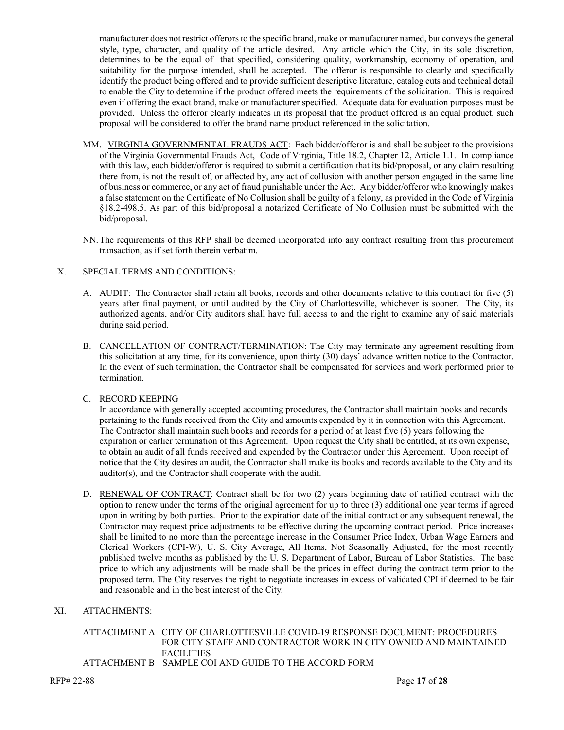manufacturer does not restrict offerors to the specific brand, make or manufacturer named, but conveys the general style, type, character, and quality of the article desired. Any article which the City, in its sole discretion, determines to be the equal of that specified, considering quality, workmanship, economy of operation, and suitability for the purpose intended, shall be accepted. The offeror is responsible to clearly and specifically identify the product being offered and to provide sufficient descriptive literature, catalog cuts and technical detail to enable the City to determine if the product offered meets the requirements of the solicitation. This is required even if offering the exact brand, make or manufacturer specified. Adequate data for evaluation purposes must be provided. Unless the offeror clearly indicates in its proposal that the product offered is an equal product, such proposal will be considered to offer the brand name product referenced in the solicitation.

MM. <u>VIRGINIA GOVERNMENTAL FRAUDS ACT</u>: Each bidder/offeror is and shall be subject to the provisions of the Virginia Governmental Frauds Act, Code of Virginia, Title 18.2, Chapter 12, Article 1.1. In compliance with this law, each bidder/offeror is required to submit a certification that its bid/proposal, or any claim resulting there from, is not the result of, or affected by, any act of collusion with another person engaged in the same line of business or commerce, or any act of fraud punishable under the Act. Any bidder/offeror who knowingly makes a false statement on the Certificate of No Collusion shall be guilty of a felony, as provided in the Code of Virginia §18.2-498.5. As part of this bid/proposal a notarized Certificate of No Collusion must be submitted with the bid/proposal.

NN. The requirements of this RFP shall be deemed incorporated into any contract resulting from this procurement transaction, as if set forth therein verbatim.

## X. SPECIAL TERMS AND CONDITIONS:

A. <u>AUDIT</u>: The Contractor shall retain all books, records and other documents relative to this contract for five (5) years after final payment, or until audited by the City of Charlottesville, whichever is sooner. The City, its authorized agents, and/or City auditors shall have full access to and the right to examine any of said materials during said period.

B. <u>CANCELLATION OF CONTRACT/TERMINATION</u>: The City may terminate any agreement resulting from this solicitation at any time, for its convenience, upon thirty (30) days' advance written notice to the Contractor. In the event of such termination, the Contractor shall be compensated for services and work performed prior to termination.

C. <u>RECORD KEEPING</u>
In accordance with generally accepted accounting procedures, the Contractor shall maintain books and records pertaining to the funds received from the City and amounts expended by it in connection with this Agreement. The Contractor shall maintain such books and records for a period of at least five (5) years following the expiration or earlier termination of this Agreement. Upon request the City shall be entitled, at its own expense, to obtain an audit of all funds received and expended by the Contractor under this Agreement. Upon receipt of notice that the City desires an audit, the Contractor shall make its books and records available to the City and its auditor(s), and the Contractor shall cooperate with the audit.

D. <u>RENEWAL OF CONTRACT</u>: Contract shall be for two (2) years beginning date of ratified contract with the option to renew under the terms of the original agreement for up to three (3) additional one year terms if agreed upon in writing by both parties. Prior to the expiration date of the initial contract or any subsequent renewal, the Contractor may request price adjustments to be effective during the upcoming contract period. Price increases shall be limited to no more than the percentage increase in the Consumer Price Index, Urban Wage Earners and Clerical Workers (CPI-W), U. S. City Average, All Items, Not Seasonally Adjusted, for the most recently published twelve months as published by the U. S. Department of Labor, Bureau of Labor Statistics. The base price to which any adjustments will be made shall be the prices in effect during the contract term prior to the proposed term. The City reserves the right to negotiate increases in excess of validated CPI if deemed to be fair and reasonable and in the best interest of the City.

## XI. ATTACHMENTS:

ATTACHMENT A CITY OF CHARLOTTESVILLE COVID-19 RESPONSE DOCUMENT: PROCEDURES FOR CITY STAFF AND CONTRACTOR WORK IN CITY OWNED AND MAINTAINED FACILITIES

ATTACHMENT B SAMPLE COI AND GUIDE TO THE ACCORD FORM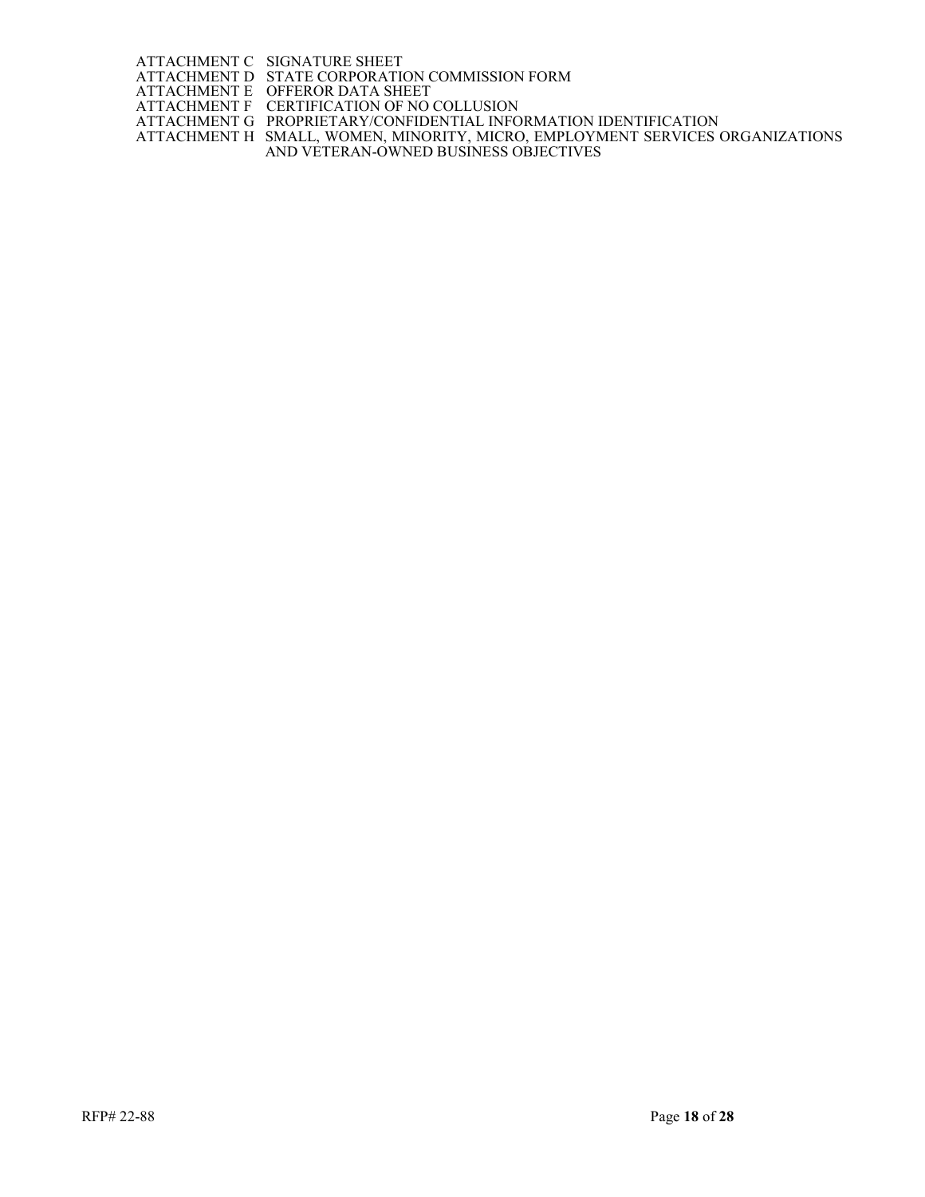ATTACHMENT C SIGNATURE SHEET
ATTACHMENT D STATE CORPORATION COMMISSION FORM
ATTACHMENT E OFFEROR DATA SHEET
ATTACHMENT F CERTIFICATION OF NO COLLUSION
ATTACHMENT G PROPRIETARY/CONFIDENTIAL INFORMATION IDENTIFICATION
ATTACHMENT H SMALL, WOMEN, MINORITY, MICRO, EMPLOYMENT SERVICES ORGANIZATIONS AND VETERAN-OWNED BUSINESS OBJECTIVES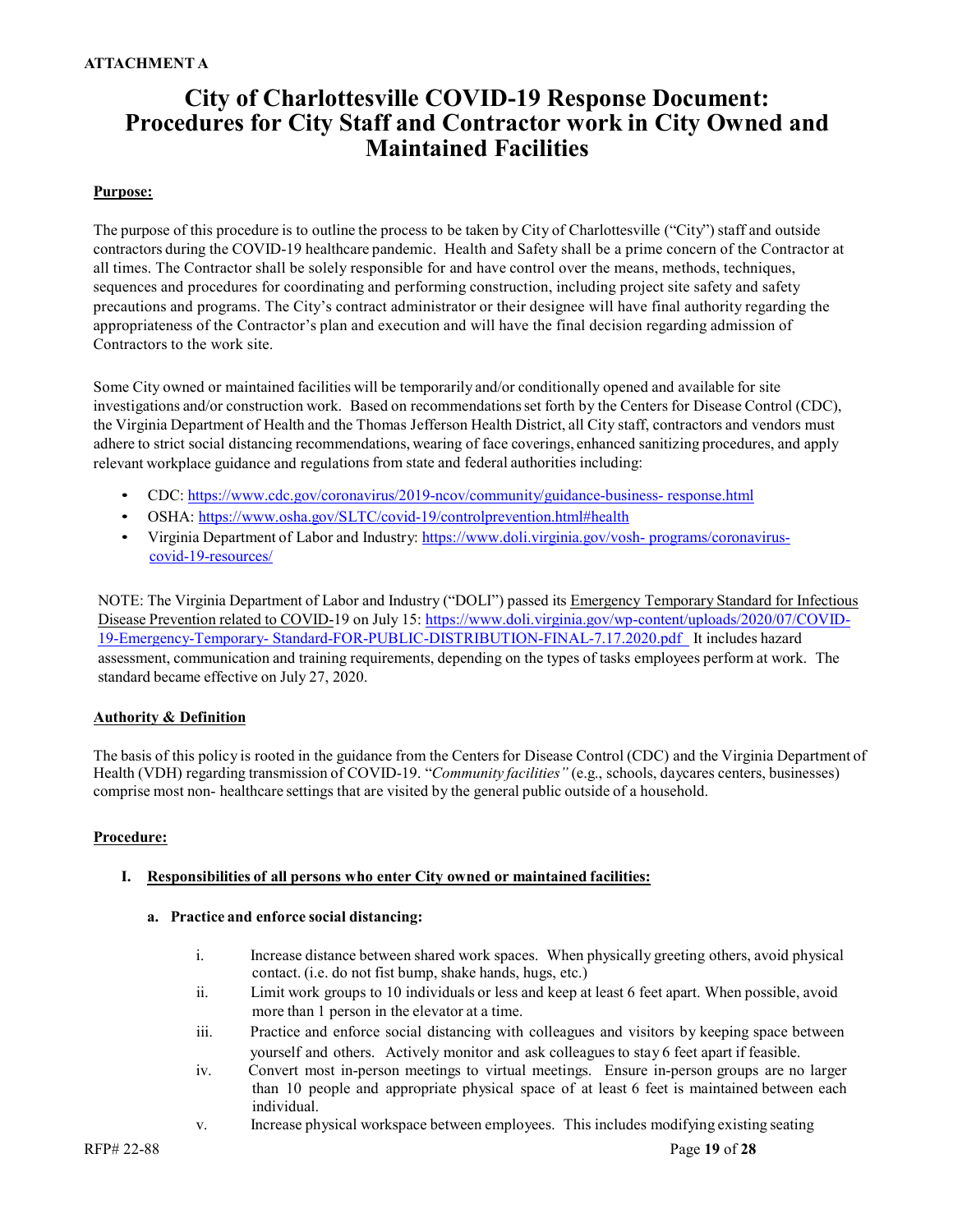**ATTACHMENT A**

# City of Charlottesville COVID-19 Response Document: Procedures for City Staff and Contractor work in City Owned and Maintained Facilities

**Purpose:**

The purpose of this procedure is to outline the process to be taken by City of Charlottesville ("City") staff and outside contractors during the COVID-19 healthcare pandemic. Health and Safety shall be a prime concern of the Contractor at all times. The Contractor shall be solely responsible for and have control over the means, methods, techniques, sequences and procedures for coordinating and performing construction, including project site safety and safety precautions and programs. The City's contract administrator or their designee will have final authority regarding the appropriateness of the Contractor's plan and execution and will have the final decision regarding admission of Contractors to the work site.

Some City owned or maintained facilities will be temporarily and/or conditionally opened and available for site investigations and/or construction work. Based on recommendations set forth by the Centers for Disease Control (CDC), the Virginia Department of Health and the Thomas Jefferson Health District, all City staff, contractors and vendors must adhere to strict social distancing recommendations, wearing of face coverings, enhanced sanitizing procedures, and apply relevant workplace guidance and regulations from state and federal authorities including:

- CDC: https://www.cdc.gov/coronavirus/2019-ncov/community/guidance-business- response.html
- OSHA: https://www.osha.gov/SLTC/covid-19/controlprevention.html#health
- Virginia Department of Labor and Industry: https://www.doli.virginia.gov/vosh- programs/coronavirus-covid-19-resources/

NOTE: The Virginia Department of Labor and Industry ("DOLI") passed its Emergency Temporary Standard for Infectious Disease Prevention related to COVID-19 on July 15: https://www.doli.virginia.gov/wp-content/uploads/2020/07/COVID-19-Emergency-Temporary- Standard-FOR-PUBLIC-DISTRIBUTION-FINAL-7.17.2020.pdf It includes hazard assessment, communication and training requirements, depending on the types of tasks employees perform at work. The standard became effective on July 27, 2020.

**Authority & Definition**

The basis of this policy is rooted in the guidance from the Centers for Disease Control (CDC) and the Virginia Department of Health (VDH) regarding transmission of COVID-19. "*Community facilities"* (e.g., schools, daycares centers, businesses) comprise most non- healthcare settings that are visited by the general public outside of a household.

**Procedure:**

**I. Responsibilities of all persons who enter City owned or maintained facilities:**

**a. Practice and enforce social distancing:**

i. Increase distance between shared work spaces. When physically greeting others, avoid physical contact. (i.e. do not fist bump, shake hands, hugs, etc.)

ii. Limit work groups to 10 individuals or less and keep at least 6 feet apart. When possible, avoid more than 1 person in the elevator at a time.

iii. Practice and enforce social distancing with colleagues and visitors by keeping space between yourself and others. Actively monitor and ask colleagues to stay 6 feet apart if feasible.

iv. Convert most in-person meetings to virtual meetings. Ensure in-person groups are no larger than 10 people and appropriate physical space of at least 6 feet is maintained between each individual.

v. Increase physical workspace between employees. This includes modifying existing seating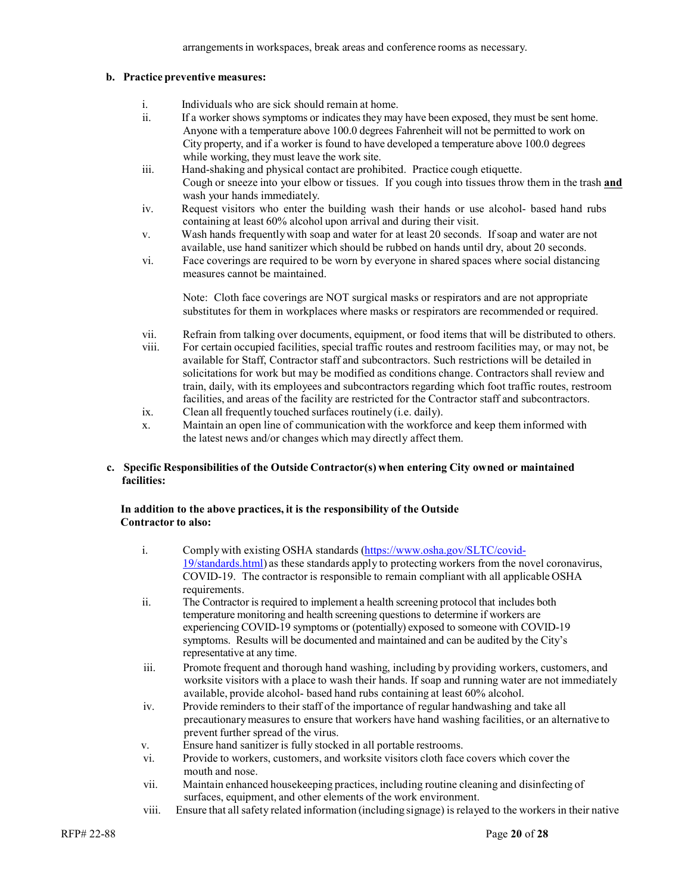arrangements in workspaces, break areas and conference rooms as necessary.

**b. Practice preventive measures:**

i. Individuals who are sick should remain at home.

ii. If a worker shows symptoms or indicates they may have been exposed, they must be sent home. Anyone with a temperature above 100.0 degrees Fahrenheit will not be permitted to work on City property, and if a worker is found to have developed a temperature above 100.0 degrees while working, they must leave the work site.

iii. Hand-shaking and physical contact are prohibited. Practice cough etiquette. Cough or sneeze into your elbow or tissues. If you cough into tissues throw them in the trash **and** wash your hands immediately.

iv. Request visitors who enter the building wash their hands or use alcohol- based hand rubs containing at least 60% alcohol upon arrival and during their visit.

v. Wash hands frequently with soap and water for at least 20 seconds. If soap and water are not available, use hand sanitizer which should be rubbed on hands until dry, about 20 seconds.

vi. Face coverings are required to be worn by everyone in shared spaces where social distancing measures cannot be maintained.

   Note: Cloth face coverings are NOT surgical masks or respirators and are not appropriate substitutes for them in workplaces where masks or respirators are recommended or required.

vii. Refrain from talking over documents, equipment, or food items that will be distributed to others.

viii. For certain occupied facilities, special traffic routes and restroom facilities may, or may not, be available for Staff, Contractor staff and subcontractors. Such restrictions will be detailed in solicitations for work but may be modified as conditions change. Contractors shall review and train, daily, with its employees and subcontractors regarding which foot traffic routes, restroom facilities, and areas of the facility are restricted for the Contractor staff and subcontractors.

ix. Clean all frequently touched surfaces routinely (i.e. daily).

x. Maintain an open line of communication with the workforce and keep them informed with the latest news and/or changes which may directly affect them.

**c. Specific Responsibilities of the Outside Contractor(s) when entering City owned or maintained facilities:**

**In addition to the above practices, it is the responsibility of the Outside Contractor to also:**

i. Comply with existing OSHA standards (https://www.osha.gov/SLTC/covid-19/standards.html) as these standards apply to protecting workers from the novel coronavirus, COVID-19. The contractor is responsible to remain compliant with all applicable OSHA requirements.

ii. The Contractor is required to implement a health screening protocol that includes both temperature monitoring and health screening questions to determine if workers are experiencing COVID-19 symptoms or (potentially) exposed to someone with COVID-19 symptoms. Results will be documented and maintained and can be audited by the City's representative at any time.

iii. Promote frequent and thorough hand washing, including by providing workers, customers, and worksite visitors with a place to wash their hands. If soap and running water are not immediately available, provide alcohol- based hand rubs containing at least 60% alcohol.

iv. Provide reminders to their staff of the importance of regular handwashing and take all precautionary measures to ensure that workers have hand washing facilities, or an alternative to prevent further spread of the virus.

v. Ensure hand sanitizer is fully stocked in all portable restrooms.

vi. Provide to workers, customers, and worksite visitors cloth face covers which cover the mouth and nose.

vii. Maintain enhanced housekeeping practices, including routine cleaning and disinfecting of surfaces, equipment, and other elements of the work environment.

viii. Ensure that all safety related information (including signage) is relayed to the workers in their native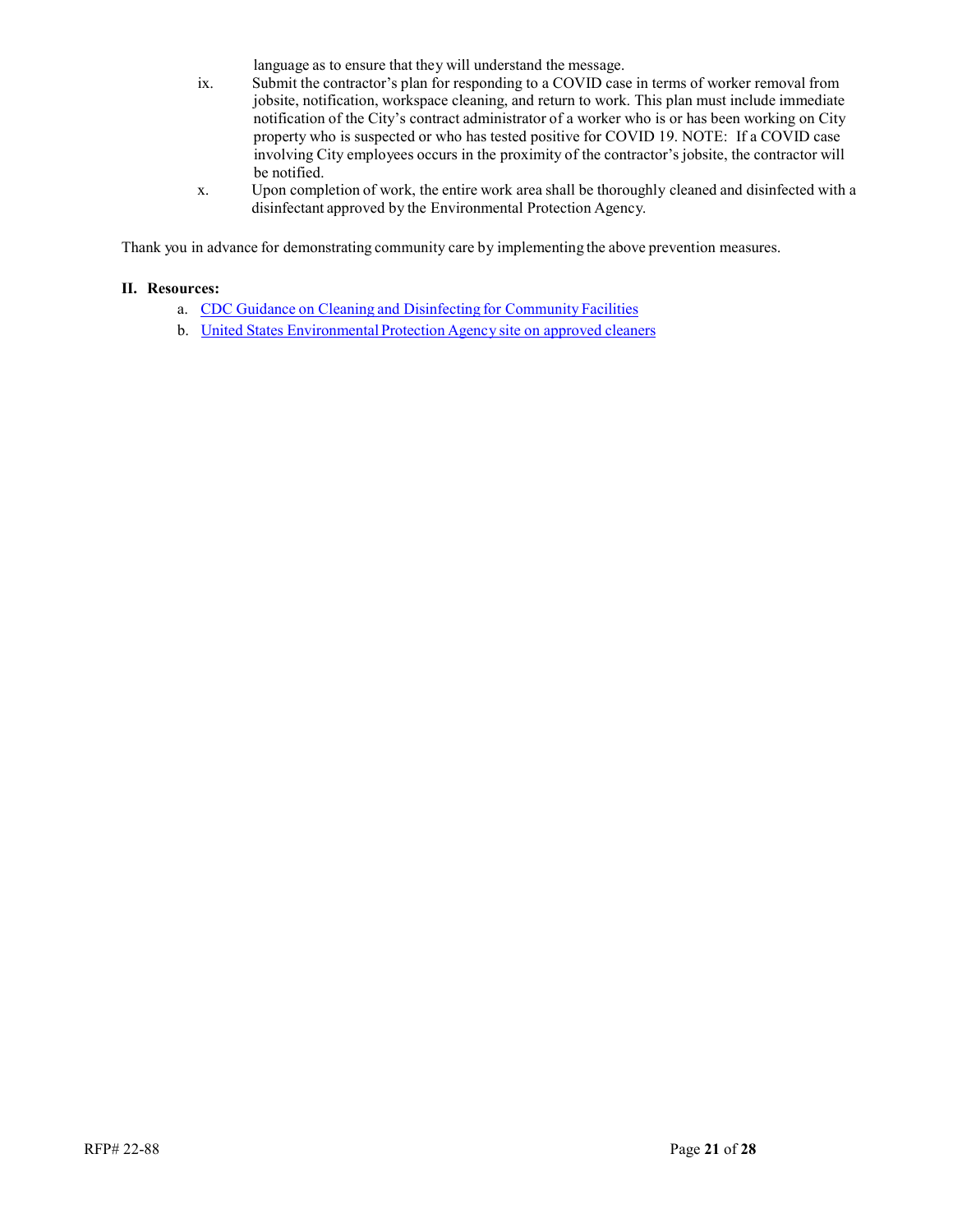language as to ensure that they will understand the message.

ix. Submit the contractor's plan for responding to a COVID case in terms of worker removal from jobsite, notification, workspace cleaning, and return to work. This plan must include immediate notification of the City's contract administrator of a worker who is or has been working on City property who is suspected or who has tested positive for COVID 19. NOTE: If a COVID case involving City employees occurs in the proximity of the contractor's jobsite, the contractor will be notified.

x. Upon completion of work, the entire work area shall be thoroughly cleaned and disinfected with a disinfectant approved by the Environmental Protection Agency.

Thank you in advance for demonstrating community care by implementing the above prevention measures.

**II. Resources:**

a. CDC Guidance on Cleaning and Disinfecting for Community Facilities
b. United States Environmental Protection Agency site on approved cleaners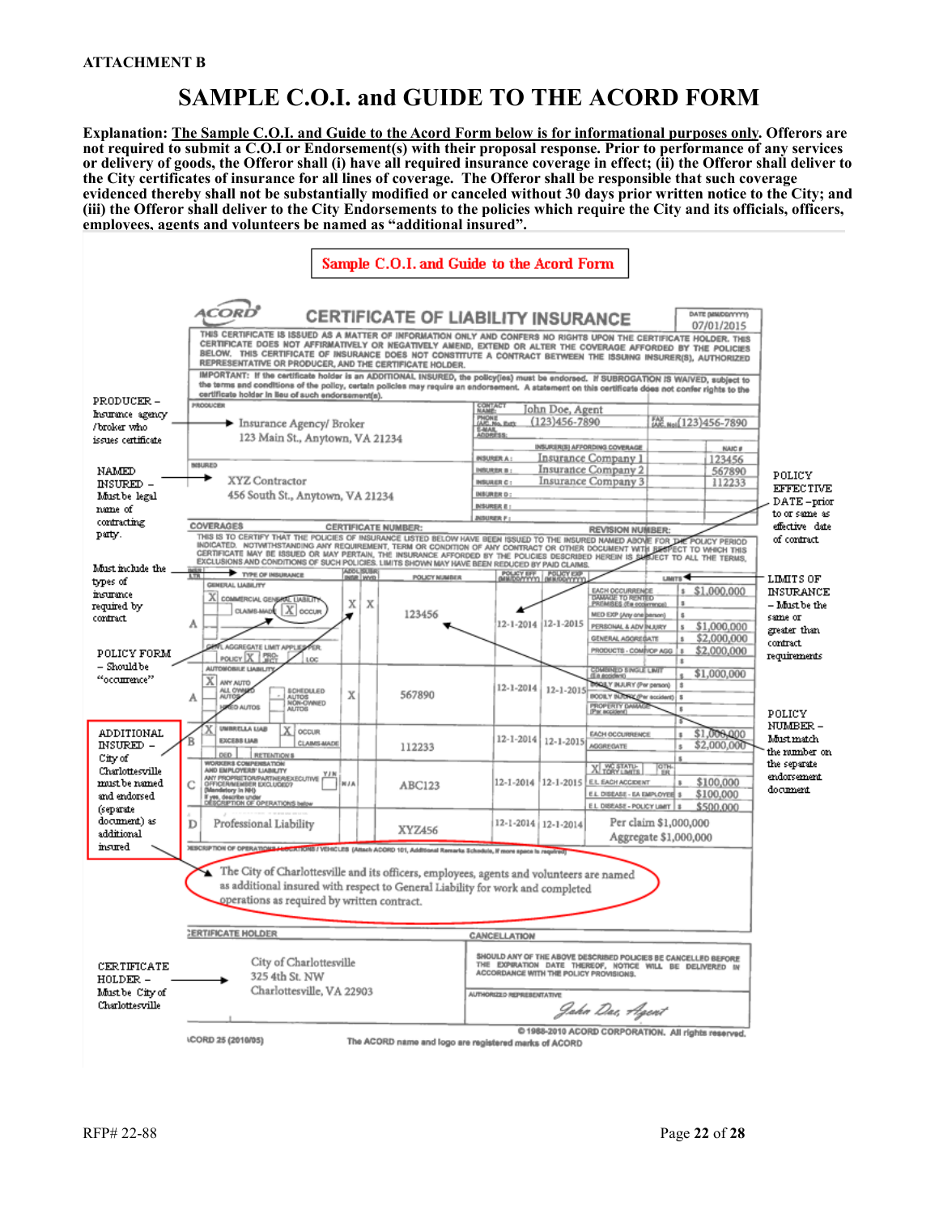**ATTACHMENT B**

# SAMPLE C.O.I. and GUIDE TO THE ACORD FORM

**Explanation: The Sample C.O.I. and Guide to the Acord Form below is for informational purposes only. Offerors are not required to submit a C.O.I or Endorsement(s) with their proposal response. Prior to performance of any services or delivery of goods, the Offeror shall (i) have all required insurance coverage in effect; (ii) the Offeror shall deliver to the City certificates of insurance for all lines of coverage. The Offeror shall be responsible that such coverage evidenced thereby shall not be substantially modified or canceled without 30 days prior written notice to the City; and (iii) the Offeror shall deliver to the City Endorsements to the policies which require the City and its officials, officers, employees, agents and volunteers be named as "additional insured".**

## Sample C.O.I. and Guide to the Acord Form

**ACORD CERTIFICATE OF LIABILITY INSURANCE** — DATE (MM/DD/YYYY): 07/01/2015

THIS CERTIFICATE IS ISSUED AS A MATTER OF INFORMATION ONLY AND CONFERS NO RIGHTS UPON THE CERTIFICATE HOLDER. THIS CERTIFICATE DOES NOT AFFIRMATIVELY OR NEGATIVELY AMEND, EXTEND OR ALTER THE COVERAGE AFFORDED BY THE POLICIES BELOW. THIS CERTIFICATE OF INSURANCE DOES NOT CONSTITUTE A CONTRACT BETWEEN THE ISSUING INSURER(S), AUTHORIZED REPRESENTATIVE OR PRODUCER, AND THE CERTIFICATE HOLDER.

IMPORTANT: If the certificate holder is an ADDITIONAL INSURED, the policy(ies) must be endorsed. If SUBROGATION IS WAIVED, subject to the terms and conditions of the policy, certain policies may require an endorsement. A statement on this certificate does not confer rights to the certificate holder in lieu of such endorsement(s).

**PRODUCER:** Insurance Agency/ Broker, 123 Main St., Anytown, VA 21234
Contact Name: John Doe, Agent — Phone: (123)456-7890 — Fax: (123)456-7890

**INSURED:** XYZ Contractor, 456 South St., Anytown, VA 21234

| INSURER(S) AFFORDING COVERAGE | | NAIC # |
|---|---|---|
| INSURER A: | Insurance Company 1 | 123456 |
| INSURER B: | Insurance Company 2 | 567890 |
| INSURER C: | Insurance Company 3 | 112233 |
| INSURER D: | | |
| INSURER E: | | |
| INSURER F: | | |

**COVERAGES** — CERTIFICATE NUMBER: — REVISION NUMBER:

THIS IS TO CERTIFY THAT THE POLICIES OF INSURANCE LISTED BELOW HAVE BEEN ISSUED TO THE INSURED NAMED ABOVE FOR THE POLICY PERIOD INDICATED. NOTWITHSTANDING ANY REQUIREMENT, TERM OR CONDITION OF ANY CONTRACT OR OTHER DOCUMENT WITH RESPECT TO WHICH THIS CERTIFICATE MAY BE ISSUED OR MAY PERTAIN, THE INSURANCE AFFORDED BY THE POLICIES DESCRIBED HEREIN IS SUBJECT TO ALL THE TERMS, EXCLUSIONS AND CONDITIONS OF SUCH POLICIES. LIMITS SHOWN MAY HAVE BEEN REDUCED BY PAID CLAIMS.

| INSR LTR | TYPE OF INSURANCE | ADDL INSR | SUBR WVD | POLICY NUMBER | POLICY EFF | POLICY EXP | LIMITS | |
|---|---|---|---|---|---|---|---|---|
| A | GENERAL LIABILITY: [X] COMMERCIAL GENERAL LIABILITY; CLAIMS-MADE [X] OCCUR; GEN'L AGGREGATE LIMIT APPLIES PER: POLICY [X] PROJECT LOC | X | X | 123456 | 12-1-2014 | 12-1-2015 | EACH OCCURRENCE | $1,000,000 |
| | | | | | | | DAMAGE TO RENTED PREMISES (Ea occurrence) | $ |
| | | | | | | | MED EXP (Any one person) | $ |
| | | | | | | | PERSONAL & ADV INJURY | $1,000,000 |
| | | | | | | | GENERAL AGGREGATE | $2,000,000 |
| | | | | | | | PRODUCTS - COMP/OP AGG | $2,000,000 |
| A | AUTOMOBILE LIABILITY: [X] ANY AUTO; ALL OWNED AUTOS; SCHEDULED AUTOS; HIRED AUTOS; NON-OWNED AUTOS | X | | 567890 | 12-1-2014 | 12-1-2015 | COMBINED SINGLE LIMIT (Ea accident) | $1,000,000 |
| | | | | | | | BODILY INJURY (Per person) | $ |
| | | | | | | | BODILY INJURY (Per accident) | $ |
| | | | | | | | PROPERTY DAMAGE (Per accident) | $ |
| B | [X] UMBRELLA LIAB [X] OCCUR; EXCESS LIAB CLAIMS-MADE; DED RETENTION $ | | | 112233 | 12-1-2014 | 12-1-2015 | EACH OCCURRENCE | $1,000,000 |
| | | | | | | | AGGREGATE | $2,000,000 |
| C | WORKERS COMPENSATION AND EMPLOYERS' LIABILITY; ANY PROPRIETOR/PARTNER/EXECUTIVE OFFICER/MEMBER EXCLUDED? (Mandatory in NH) If yes, describe under DESCRIPTION OF OPERATIONS below | N/A | | ABC123 | 12-1-2014 | 12-1-2015 | [X] WC STATUTORY LIMITS / OTHER | |
| | | | | | | | E.L. EACH ACCIDENT | $100,000 |
| | | | | | | | E.L. DISEASE - EA EMPLOYEE | $100,000 |
| | | | | | | | E.L. DISEASE - POLICY LIMIT | $500,000 |
| D | Professional Liability | | | XYZ456 | 12-1-2014 | 12-1-2014 | Per claim $1,000,000; Aggregate $1,000,000 | |

**DESCRIPTION OF OPERATIONS / LOCATIONS / VEHICLES** (Attach ACORD 101, Additional Remarks Schedule, if more space is required)

The City of Charlottesville and its officers, employees, agents and volunteers are named as additional insured with respect to General Liability for work and completed operations as required by written contract.

**CERTIFICATE HOLDER:** City of Charlottesville, 325 4th St. NW, Charlottesville, VA 22903

**CANCELLATION:** SHOULD ANY OF THE ABOVE DESCRIBED POLICIES BE CANCELLED BEFORE THE EXPIRATION DATE THEREOF, NOTICE WILL BE DELIVERED IN ACCORDANCE WITH THE POLICY PROVISIONS.

AUTHORIZED REPRESENTATIVE: *John Doe, Agent*

ACORD 25 (2010/05) — © 1988-2010 ACORD CORPORATION. All rights reserved. The ACORD name and logo are registered marks of ACORD

**Guide notes:**

- **PRODUCER** – Insurance agency /broker who issues certificate
- **NAMED INSURED** – Must be legal name of contracting party.
- Must include the types of insurance required by contract
- **POLICY FORM** – Should be "occurrence"
- **ADDITIONAL INSURED** – City of Charlottesville must be named and endorsed (separate document) as additional insured
- **CERTIFICATE HOLDER** – Must be City of Charlottesville
- **POLICY EFFECTIVE DATE** – prior to or same as effective date of contract
- **LIMITS OF INSURANCE** – Must be the same or greater than contract requirements
- **POLICY NUMBER** – Must match the number on the separate endorsement document

RFP# 22-88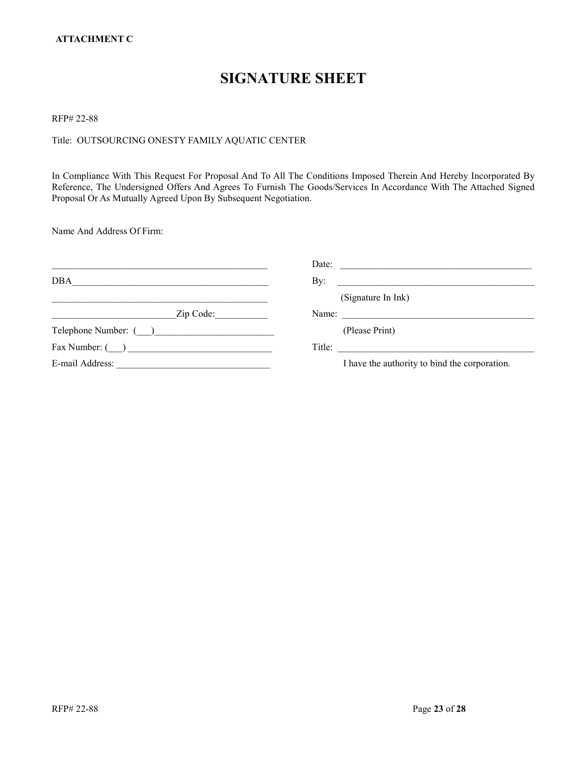**ATTACHMENT C**

# SIGNATURE SHEET

RFP# 22-88

Title: OUTSOURCING ONESTY FAMILY AQUATIC CENTER

In Compliance With This Request For Proposal And To All The Conditions Imposed Therein And Hereby Incorporated By Reference, The Undersigned Offers And Agrees To Furnish The Goods/Services In Accordance With The Attached Signed Proposal Or As Mutually Agreed Upon By Subsequent Negotiation.

Name And Address Of Firm:

| | |
|---|---|
| ______________________________________________ | Date: ________________________________________ |
| DBA___________________________________________ | By: __________________________________________ |
| ______________________________________________ | (Signature In Ink) |
| __________________________Zip Code:___________ | Name: ________________________________________ |
| Telephone Number: (___)_________________________ | (Please Print) |
| Fax Number: (___) ______________________________ | Title: ________________________________________ |
| E-mail Address: ________________________________ | I have the authority to bind the corporation. |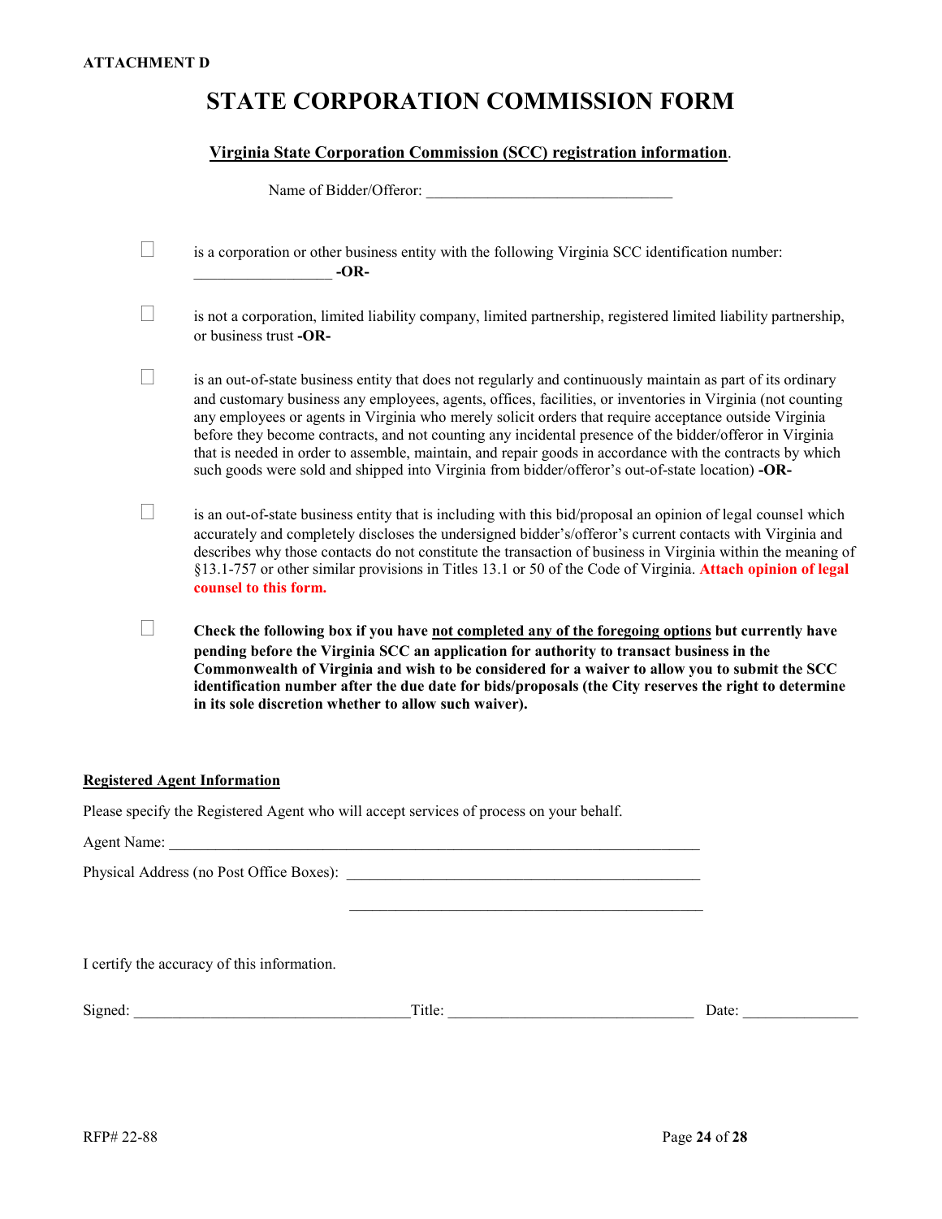**ATTACHMENT D**

# STATE CORPORATION COMMISSION FORM

**Virginia State Corporation Commission (SCC) registration information**.

Name of Bidder/Offeror: ________________________________

☐ is a corporation or other business entity with the following Virginia SCC identification number: __________________ **-OR-**

☐ is not a corporation, limited liability company, limited partnership, registered limited liability partnership, or business trust **-OR-**

☐ is an out-of-state business entity that does not regularly and continuously maintain as part of its ordinary and customary business any employees, agents, offices, facilities, or inventories in Virginia (not counting any employees or agents in Virginia who merely solicit orders that require acceptance outside Virginia before they become contracts, and not counting any incidental presence of the bidder/offeror in Virginia that is needed in order to assemble, maintain, and repair goods in accordance with the contracts by which such goods were sold and shipped into Virginia from bidder/offeror's out-of-state location) **-OR-**

☐ is an out-of-state business entity that is including with this bid/proposal an opinion of legal counsel which accurately and completely discloses the undersigned bidder's/offeror's current contacts with Virginia and describes why those contacts do not constitute the transaction of business in Virginia within the meaning of §13.1-757 or other similar provisions in Titles 13.1 or 50 of the Code of Virginia. **Attach opinion of legal counsel to this form.**

☐ **Check the following box if you have not completed any of the foregoing options but currently have pending before the Virginia SCC an application for authority to transact business in the Commonwealth of Virginia and wish to be considered for a waiver to allow you to submit the SCC identification number after the due date for bids/proposals (the City reserves the right to determine in its sole discretion whether to allow such waiver).**

**Registered Agent Information**

Please specify the Registered Agent who will accept services of process on your behalf.

Agent Name: ______________________________________________________________________

Physical Address (no Post Office Boxes): ______________________________________________

______________________________________________

I certify the accuracy of this information.

Signed: ___________________________________ Title: _______________________________ Date: ______________

RFP# 22-88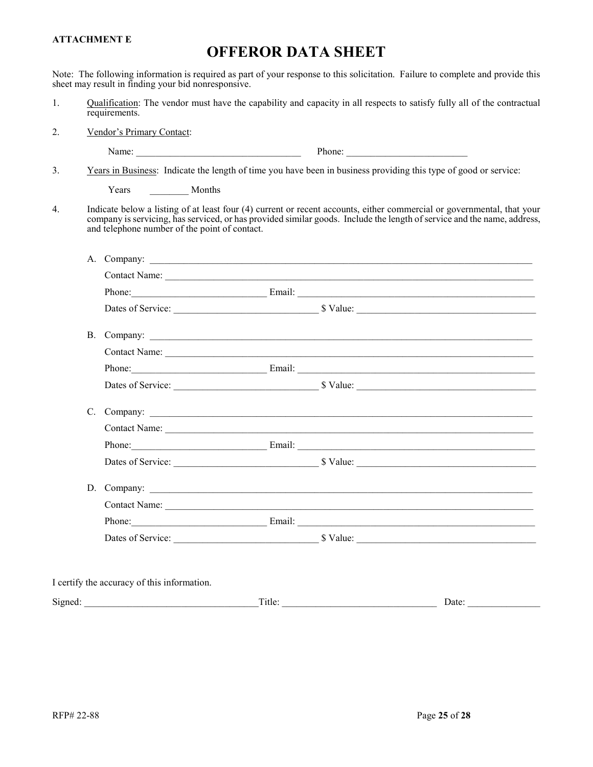**ATTACHMENT E**

# OFFEROR DATA SHEET

Note: The following information is required as part of your response to this solicitation. Failure to complete and provide this sheet may result in finding your bid nonresponsive.

1. Qualification: The vendor must have the capability and capacity in all respects to satisfy fully all of the contractual requirements.

2. Vendor's Primary Contact:

   Name: __________________________________ Phone: ________________________

3. Years in Business: Indicate the length of time you have been in business providing this type of good or service:

   Years ________ Months

4. Indicate below a listing of at least four (4) current or recent accounts, either commercial or governmental, that your company is servicing, has serviced, or has provided similar goods. Include the length of service and the name, address, and telephone number of the point of contact.

   A. Company: ____________________________________________________________________________
      Contact Name: _________________________________________________________________________
      Phone:____________________________ Email: _________________________________________________
      Dates of Service: ______________________________ $ Value: _____________________________________

   B. Company: ____________________________________________________________________________
      Contact Name: _________________________________________________________________________
      Phone:____________________________ Email: _________________________________________________
      Dates of Service: ______________________________ $ Value: _____________________________________

   C. Company: ____________________________________________________________________________
      Contact Name: _________________________________________________________________________
      Phone:____________________________ Email: _________________________________________________
      Dates of Service: ______________________________ $ Value: _____________________________________

   D. Company: ____________________________________________________________________________
      Contact Name: _________________________________________________________________________
      Phone:____________________________ Email: _________________________________________________
      Dates of Service: ______________________________ $ Value: _____________________________________

I certify the accuracy of this information.

Signed: ___________________________________Title: _______________________________ Date: _______________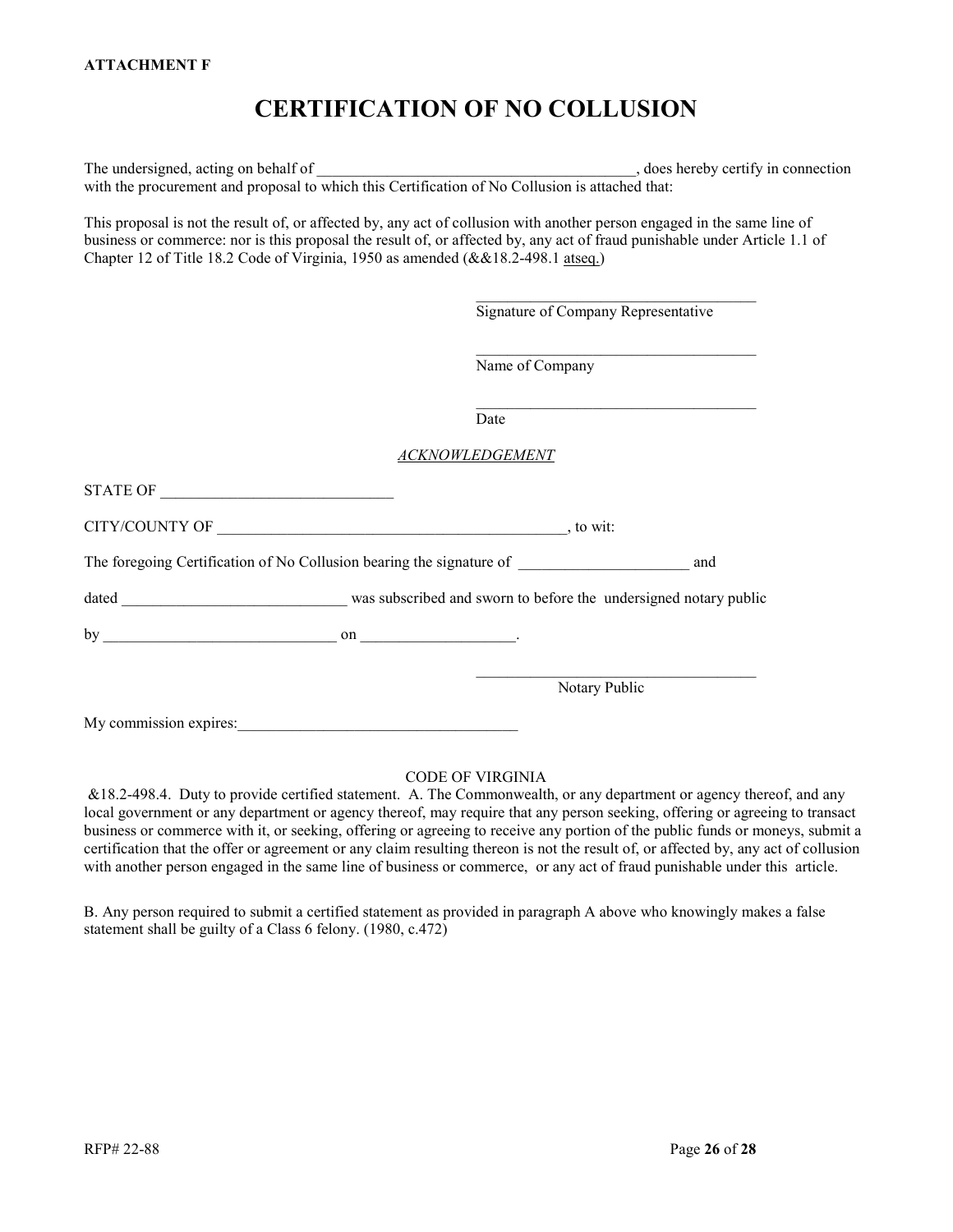**ATTACHMENT F**

# CERTIFICATION OF NO COLLUSION

The undersigned, acting on behalf of ________________________________________, does hereby certify in connection with the procurement and proposal to which this Certification of No Collusion is attached that:

This proposal is not the result of, or affected by, any act of collusion with another person engaged in the same line of business or commerce: nor is this proposal the result of, or affected by, any act of fraud punishable under Article 1.1 of Chapter 12 of Title 18.2 Code of Virginia, 1950 as amended (&&18.2-498.1 atseq.)

_____________________________________
Signature of Company Representative

_____________________________________
Name of Company

_____________________________________
Date

*ACKNOWLEDGEMENT*

STATE OF ______________________________

CITY/COUNTY OF ______________________________________________, to wit:

The foregoing Certification of No Collusion bearing the signature of ______________________ and

dated _____________________________ was subscribed and sworn to before the undersigned notary public

by ______________________________ on ____________________.

_____________________________________
Notary Public

My commission expires:____________________________________

CODE OF VIRGINIA

&18.2-498.4. Duty to provide certified statement. A. The Commonwealth, or any department or agency thereof, and any local government or any department or agency thereof, may require that any person seeking, offering or agreeing to transact business or commerce with it, or seeking, offering or agreeing to receive any portion of the public funds or moneys, submit a certification that the offer or agreement or any claim resulting thereon is not the result of, or affected by, any act of collusion with another person engaged in the same line of business or commerce, or any act of fraud punishable under this article.

B. Any person required to submit a certified statement as provided in paragraph A above who knowingly makes a false statement shall be guilty of a Class 6 felony. (1980, c.472)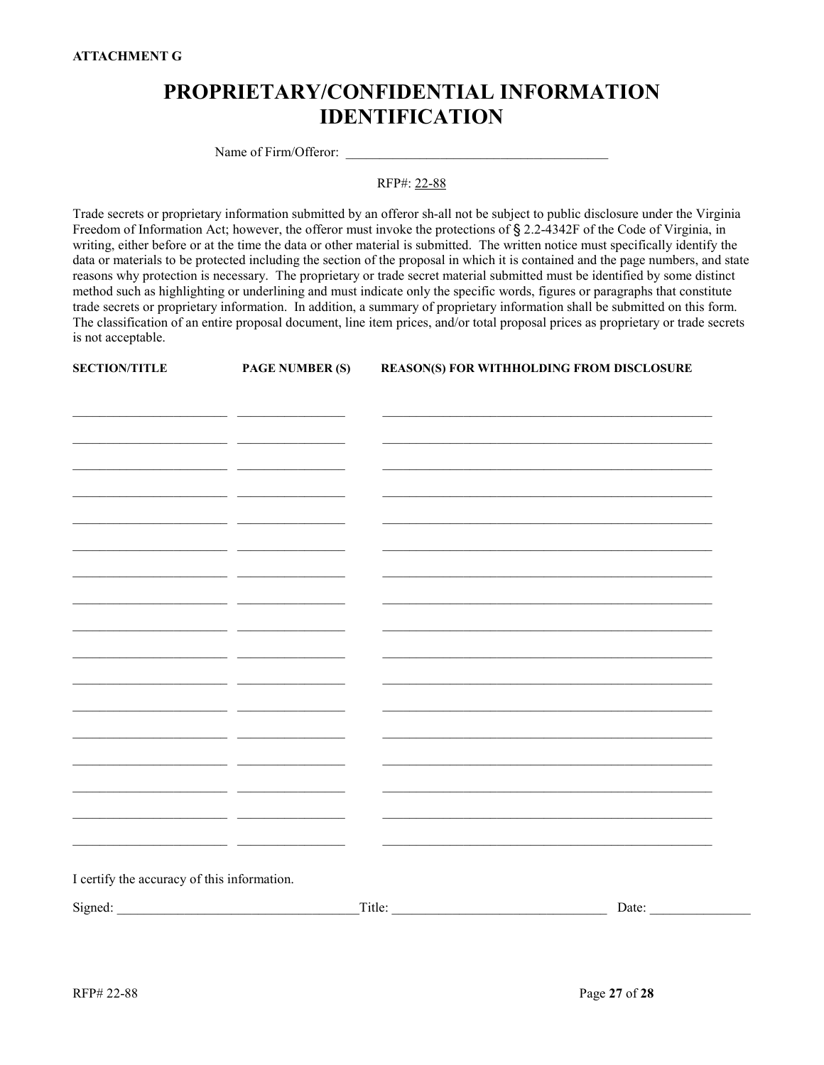**ATTACHMENT G**

# PROPRIETARY/CONFIDENTIAL INFORMATION IDENTIFICATION

Name of Firm/Offeror: ______________________________________

RFP#: 22-88

Trade secrets or proprietary information submitted by an offeror sh-all not be subject to public disclosure under the Virginia Freedom of Information Act; however, the offeror must invoke the protections of § 2.2-4342F of the Code of Virginia, in writing, either before or at the time the data or other material is submitted. The written notice must specifically identify the data or materials to be protected including the section of the proposal in which it is contained and the page numbers, and state reasons why protection is necessary. The proprietary or trade secret material submitted must be identified by some distinct method such as highlighting or underlining and must indicate only the specific words, figures or paragraphs that constitute trade secrets or proprietary information. In addition, a summary of proprietary information shall be submitted on this form. The classification of an entire proposal document, line item prices, and/or total proposal prices as proprietary or trade secrets is not acceptable.

| SECTION/TITLE | PAGE NUMBER (S) | REASON(S) FOR WITHHOLDING FROM DISCLOSURE |
| --- | --- | --- |
| | | |
| | | |
| | | |
| | | |
| | | |
| | | |
| | | |
| | | |
| | | |
| | | |
| | | |
| | | |
| | | |
| | | |
| | | |
| | | |
| | | |

I certify the accuracy of this information.

Signed: ___________________________________ Title: _______________________________ Date: _______________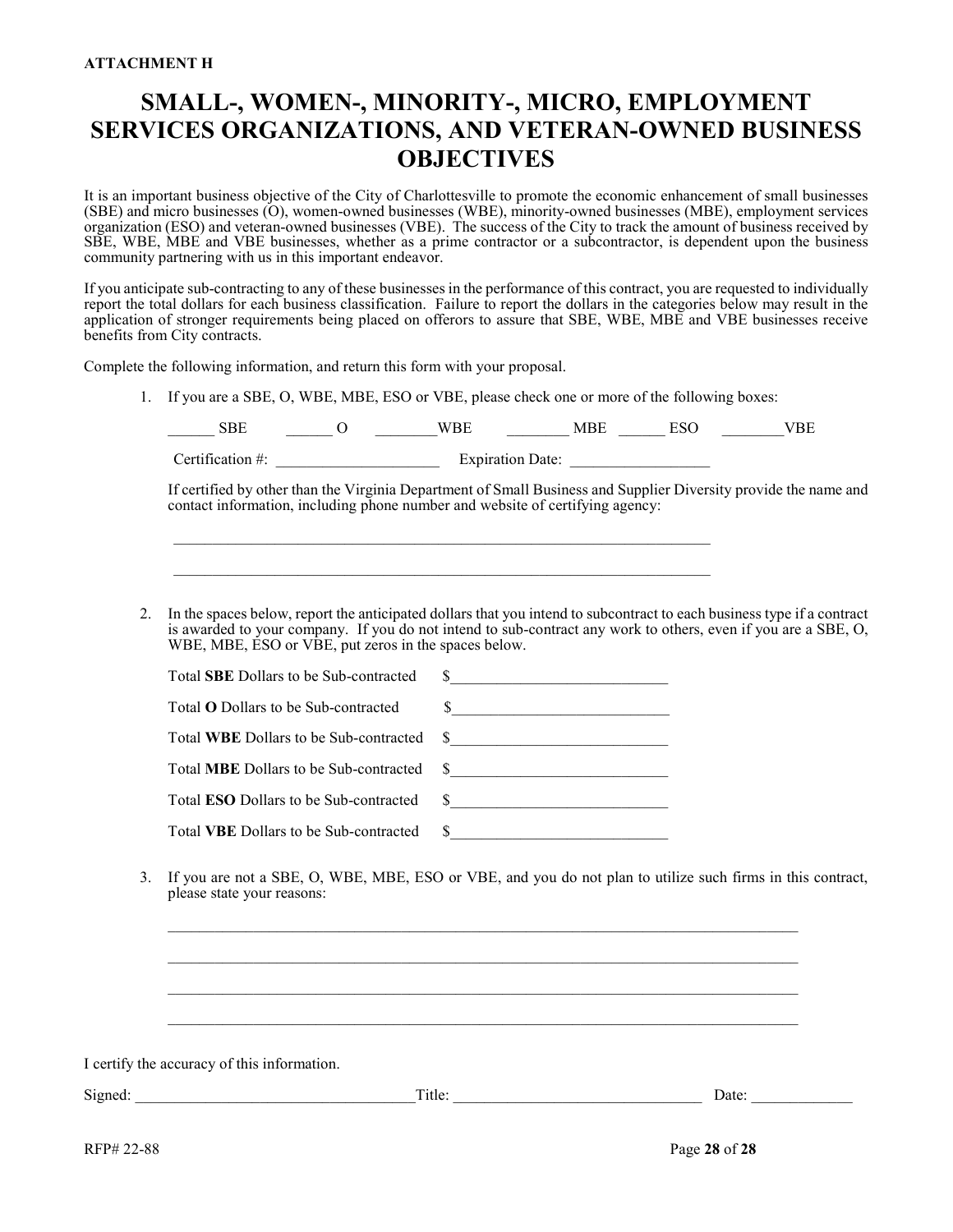**ATTACHMENT H**

# SMALL-, WOMEN-, MINORITY-, MICRO, EMPLOYMENT SERVICES ORGANIZATIONS, AND VETERAN-OWNED BUSINESS OBJECTIVES

It is an important business objective of the City of Charlottesville to promote the economic enhancement of small businesses (SBE) and micro businesses (O), women-owned businesses (WBE), minority-owned businesses (MBE), employment services organization (ESO) and veteran-owned businesses (VBE). The success of the City to track the amount of business received by SBE, WBE, MBE and VBE businesses, whether as a prime contractor or a subcontractor, is dependent upon the business community partnering with us in this important endeavor.

If you anticipate sub-contracting to any of these businesses in the performance of this contract, you are requested to individually report the total dollars for each business classification. Failure to report the dollars in the categories below may result in the application of stronger requirements being placed on offerors to assure that SBE, WBE, MBE and VBE businesses receive benefits from City contracts.

Complete the following information, and return this form with your proposal.

1. If you are a SBE, O, WBE, MBE, ESO or VBE, please check one or more of the following boxes:

   ______ SBE ______ O ________WBE ________ MBE ______ ESO ________VBE

   Certification #: _____________________ Expiration Date: __________________

   If certified by other than the Virginia Department of Small Business and Supplier Diversity provide the name and contact information, including phone number and website of certifying agency:

   ________________________________________________________________________

   ________________________________________________________________________

2. In the spaces below, report the anticipated dollars that you intend to subcontract to each business type if a contract is awarded to your company. If you do not intend to sub-contract any work to others, even if you are a SBE, O, WBE, MBE, ESO or VBE, put zeros in the spaces below.

   Total **SBE** Dollars to be Sub-contracted $____________________________

   Total **O** Dollars to be Sub-contracted $____________________________

   Total **WBE** Dollars to be Sub-contracted $____________________________

   Total **MBE** Dollars to be Sub-contracted $____________________________

   Total **ESO** Dollars to be Sub-contracted $____________________________

   Total **VBE** Dollars to be Sub-contracted $____________________________

3. If you are not a SBE, O, WBE, MBE, ESO or VBE, and you do not plan to utilize such firms in this contract, please state your reasons:

   ________________________________________________________________________

   ________________________________________________________________________

   ________________________________________________________________________

   ________________________________________________________________________

I certify the accuracy of this information.

Signed: ___________________________________Title: _______________________________ Date: _____________

RFP# 22-88